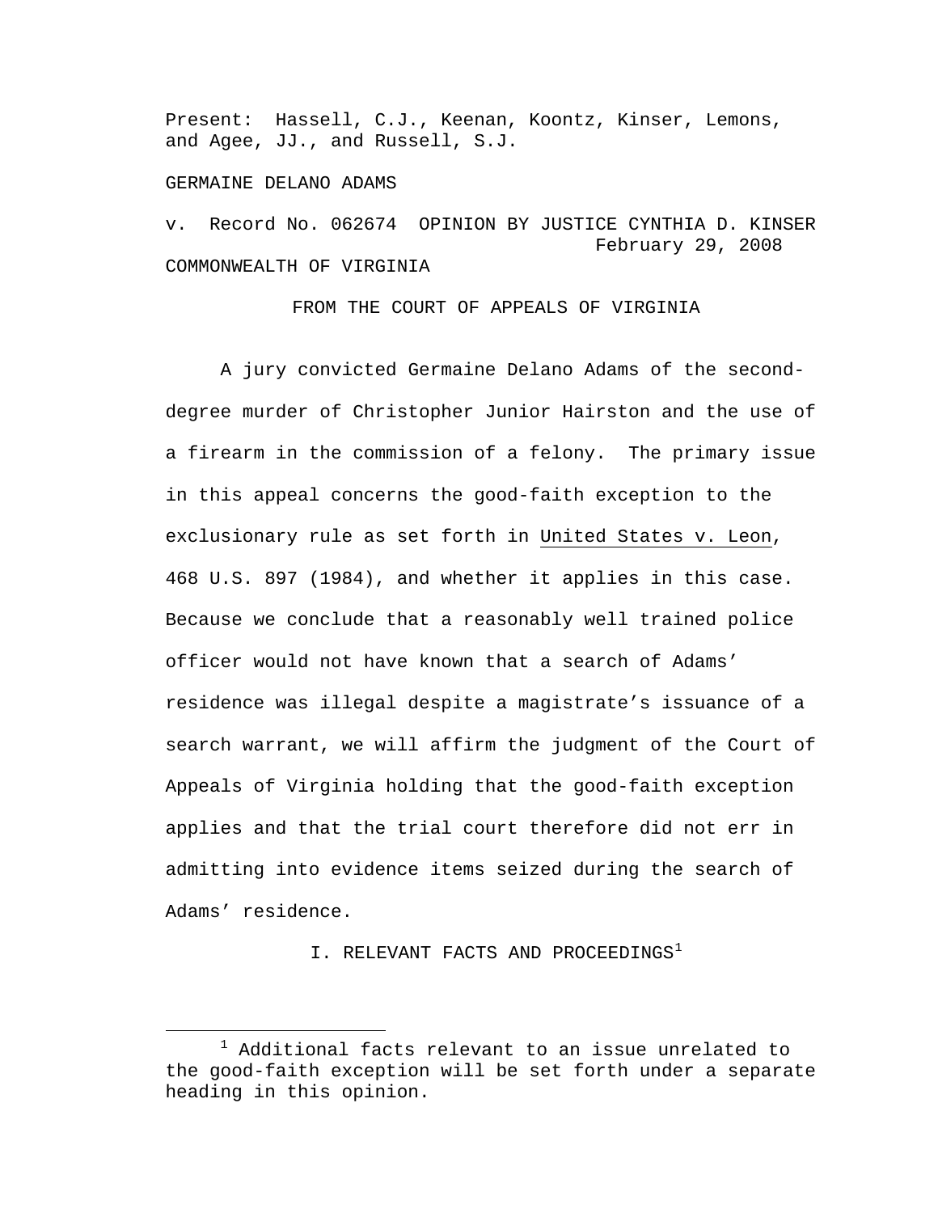Present: Hassell, C.J., Keenan, Koontz, Kinser, Lemons, and Agee, JJ., and Russell, S.J.

GERMAINE DELANO ADAMS

v. Record No. 062674 OPINION BY JUSTICE CYNTHIA D. KINSER
February 29, 2008

COMMONWEALTH OF VIRGINIA

FROM THE COURT OF APPEALS OF VIRGINIA

A jury convicted Germaine Delano Adams of the second-degree murder of Christopher Junior Hairston and the use of a firearm in the commission of a felony. The primary issue in this appeal concerns the good-faith exception to the exclusionary rule as set forth in United States v. Leon, 468 U.S. 897 (1984), and whether it applies in this case. Because we conclude that a reasonably well trained police officer would not have known that a search of Adams' residence was illegal despite a magistrate's issuance of a search warrant, we will affirm the judgment of the Court of Appeals of Virginia holding that the good-faith exception applies and that the trial court therefore did not err in admitting into evidence items seized during the search of Adams' residence.

## I. RELEVANT FACTS AND PROCEEDINGS[1]

[1] Additional facts relevant to an issue unrelated to the good-faith exception will be set forth under a separate heading in this opinion.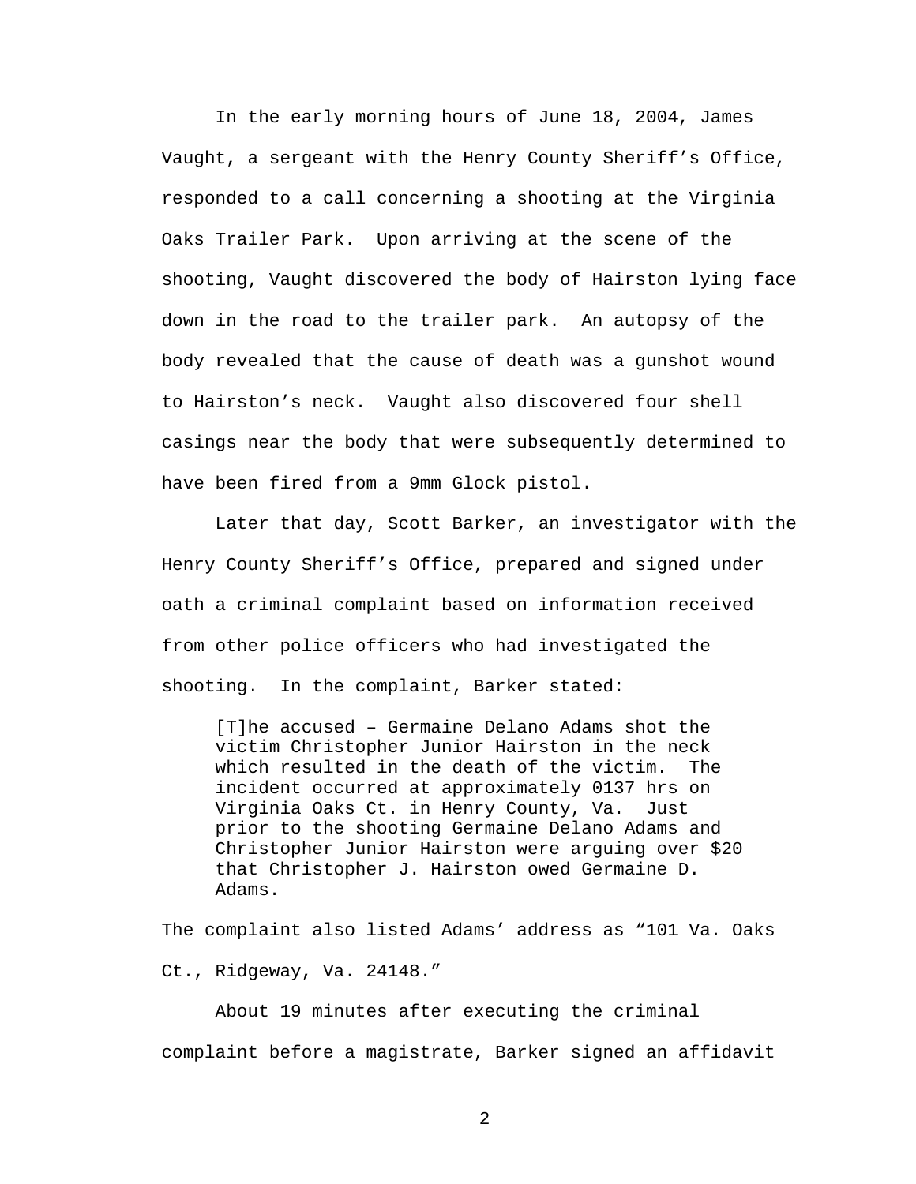In the early morning hours of June 18, 2004, James Vaught, a sergeant with the Henry County Sheriff's Office, responded to a call concerning a shooting at the Virginia Oaks Trailer Park. Upon arriving at the scene of the shooting, Vaught discovered the body of Hairston lying face down in the road to the trailer park. An autopsy of the body revealed that the cause of death was a gunshot wound to Hairston's neck. Vaught also discovered four shell casings near the body that were subsequently determined to have been fired from a 9mm Glock pistol.

Later that day, Scott Barker, an investigator with the Henry County Sheriff's Office, prepared and signed under oath a criminal complaint based on information received from other police officers who had investigated the shooting. In the complaint, Barker stated:

> [T]he accused – Germaine Delano Adams shot the victim Christopher Junior Hairston in the neck which resulted in the death of the victim. The incident occurred at approximately 0137 hrs on Virginia Oaks Ct. in Henry County, Va. Just prior to the shooting Germaine Delano Adams and Christopher Junior Hairston were arguing over $20 that Christopher J. Hairston owed Germaine D. Adams.

The complaint also listed Adams' address as "101 Va. Oaks Ct., Ridgeway, Va. 24148."

About 19 minutes after executing the criminal complaint before a magistrate, Barker signed an affidavit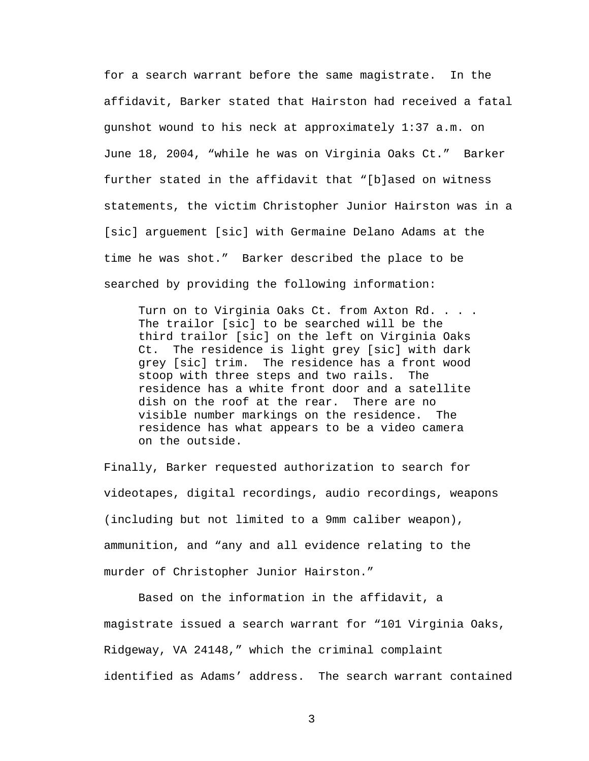for a search warrant before the same magistrate. In the affidavit, Barker stated that Hairston had received a fatal gunshot wound to his neck at approximately 1:37 a.m. on June 18, 2004, "while he was on Virginia Oaks Ct." Barker further stated in the affidavit that "[b]ased on witness statements, the victim Christopher Junior Hairston was in a [sic] arguement [sic] with Germaine Delano Adams at the time he was shot." Barker described the place to be searched by providing the following information:

> Turn on to Virginia Oaks Ct. from Axton Rd. . . . The trailor [sic] to be searched will be the third trailor [sic] on the left on Virginia Oaks Ct. The residence is light grey [sic] with dark grey [sic] trim. The residence has a front wood stoop with three steps and two rails. The residence has a white front door and a satellite dish on the roof at the rear. There are no visible number markings on the residence. The residence has what appears to be a video camera on the outside.

Finally, Barker requested authorization to search for videotapes, digital recordings, audio recordings, weapons (including but not limited to a 9mm caliber weapon), ammunition, and "any and all evidence relating to the murder of Christopher Junior Hairston."

Based on the information in the affidavit, a magistrate issued a search warrant for "101 Virginia Oaks, Ridgeway, VA 24148," which the criminal complaint identified as Adams' address. The search warrant contained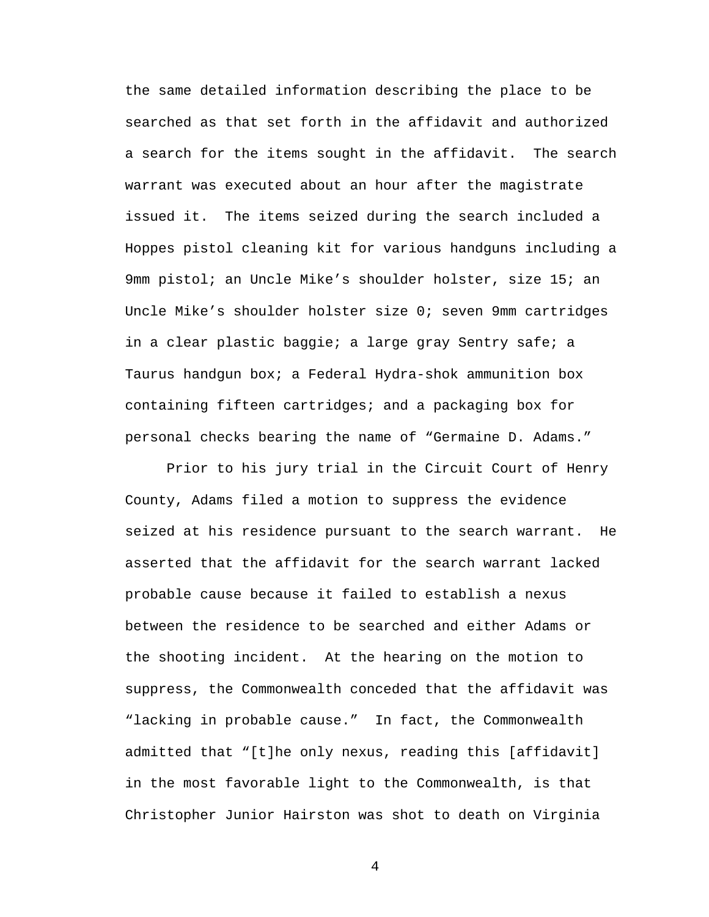the same detailed information describing the place to be searched as that set forth in the affidavit and authorized a search for the items sought in the affidavit. The search warrant was executed about an hour after the magistrate issued it. The items seized during the search included a Hoppes pistol cleaning kit for various handguns including a 9mm pistol; an Uncle Mike's shoulder holster, size 15; an Uncle Mike's shoulder holster size 0; seven 9mm cartridges in a clear plastic baggie; a large gray Sentry safe; a Taurus handgun box; a Federal Hydra-shok ammunition box containing fifteen cartridges; and a packaging box for personal checks bearing the name of "Germaine D. Adams."

Prior to his jury trial in the Circuit Court of Henry County, Adams filed a motion to suppress the evidence seized at his residence pursuant to the search warrant. He asserted that the affidavit for the search warrant lacked probable cause because it failed to establish a nexus between the residence to be searched and either Adams or the shooting incident. At the hearing on the motion to suppress, the Commonwealth conceded that the affidavit was "lacking in probable cause." In fact, the Commonwealth admitted that "[t]he only nexus, reading this [affidavit] in the most favorable light to the Commonwealth, is that Christopher Junior Hairston was shot to death on Virginia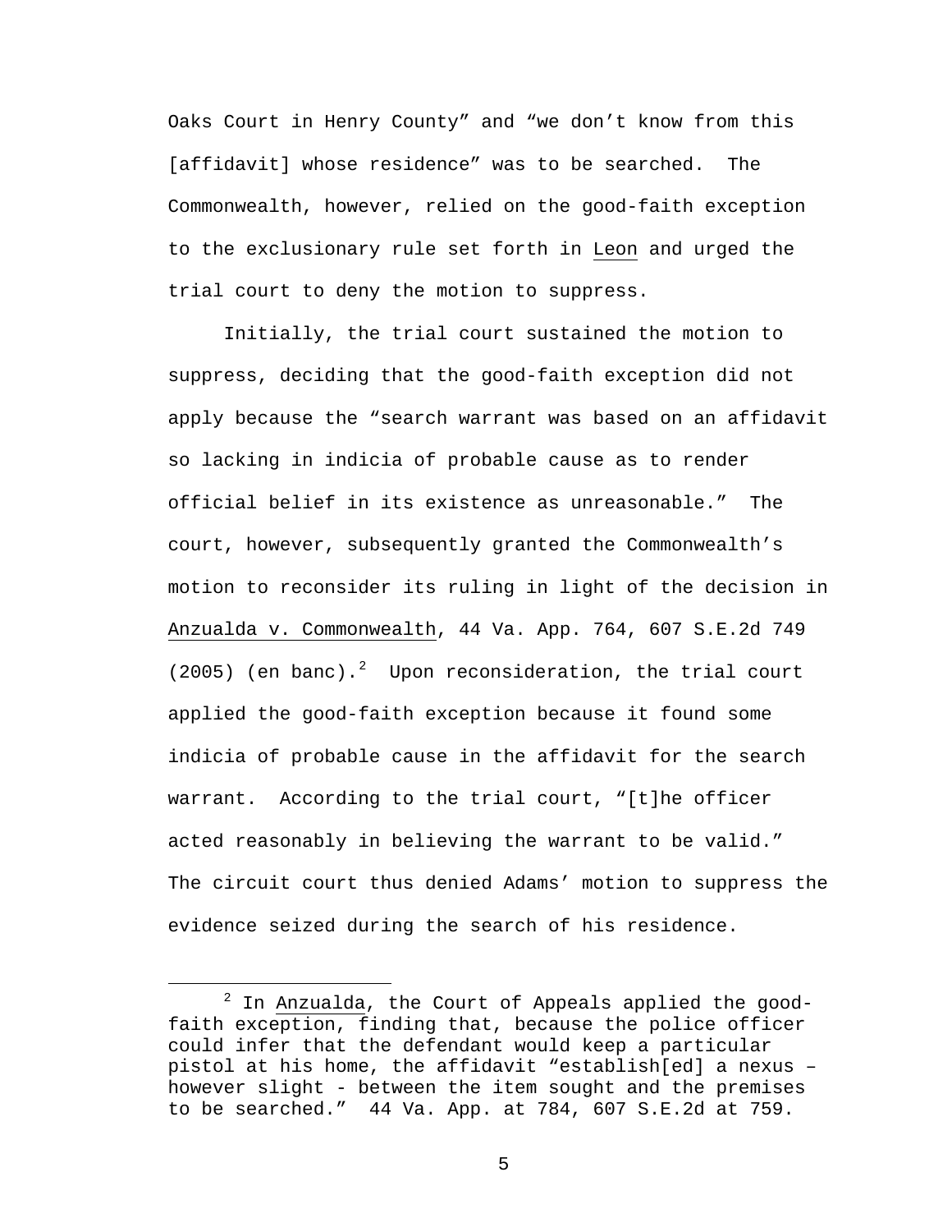Oaks Court in Henry County" and "we don't know from this [affidavit] whose residence" was to be searched. The Commonwealth, however, relied on the good-faith exception to the exclusionary rule set forth in Leon and urged the trial court to deny the motion to suppress.

Initially, the trial court sustained the motion to suppress, deciding that the good-faith exception did not apply because the "search warrant was based on an affidavit so lacking in indicia of probable cause as to render official belief in its existence as unreasonable." The court, however, subsequently granted the Commonwealth's motion to reconsider its ruling in light of the decision in Anzualda v. Commonwealth, 44 Va. App. 764, 607 S.E.2d 749 (2005) (en banc).[2] Upon reconsideration, the trial court applied the good-faith exception because it found some indicia of probable cause in the affidavit for the search warrant. According to the trial court, "[t]he officer acted reasonably in believing the warrant to be valid." The circuit court thus denied Adams' motion to suppress the evidence seized during the search of his residence.

[2] In Anzualda, the Court of Appeals applied the good-faith exception, finding that, because the police officer could infer that the defendant would keep a particular pistol at his home, the affidavit "establish[ed] a nexus – however slight - between the item sought and the premises to be searched." 44 Va. App. at 784, 607 S.E.2d at 759.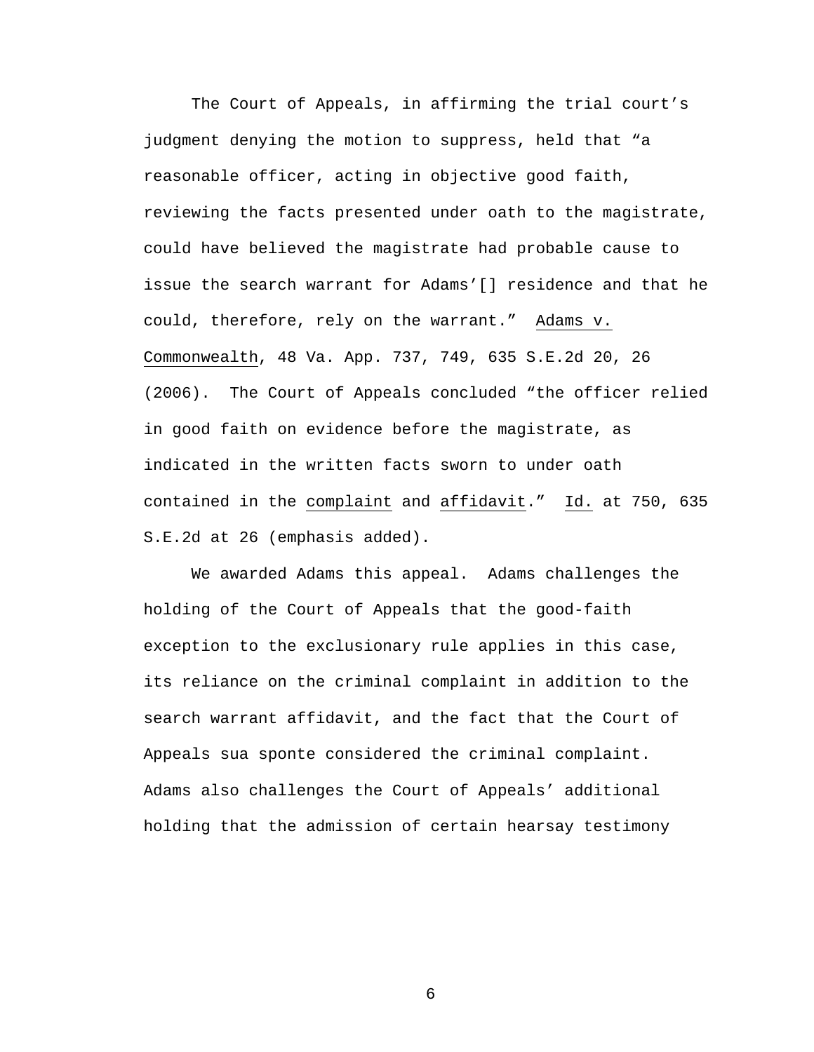The Court of Appeals, in affirming the trial court's judgment denying the motion to suppress, held that "a reasonable officer, acting in objective good faith, reviewing the facts presented under oath to the magistrate, could have believed the magistrate had probable cause to issue the search warrant for Adams'[] residence and that he could, therefore, rely on the warrant." Adams v. Commonwealth, 48 Va. App. 737, 749, 635 S.E.2d 20, 26 (2006). The Court of Appeals concluded "the officer relied in good faith on evidence before the magistrate, as indicated in the written facts sworn to under oath contained in the complaint and affidavit." Id. at 750, 635 S.E.2d at 26 (emphasis added).

We awarded Adams this appeal. Adams challenges the holding of the Court of Appeals that the good-faith exception to the exclusionary rule applies in this case, its reliance on the criminal complaint in addition to the search warrant affidavit, and the fact that the Court of Appeals sua sponte considered the criminal complaint. Adams also challenges the Court of Appeals' additional holding that the admission of certain hearsay testimony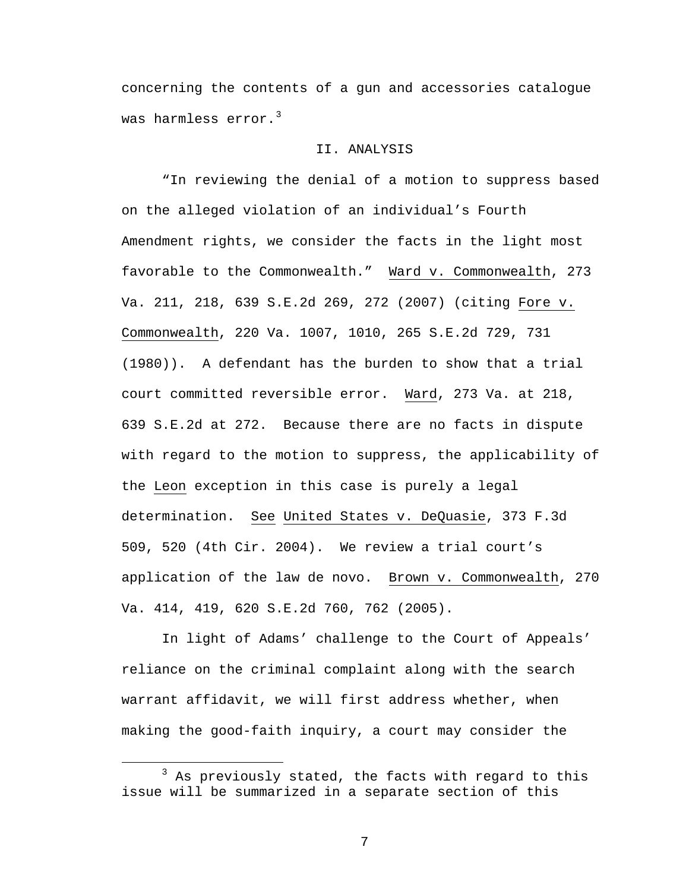concerning the contents of a gun and accessories catalogue was harmless error.[3]

## II. ANALYSIS

"In reviewing the denial of a motion to suppress based on the alleged violation of an individual's Fourth Amendment rights, we consider the facts in the light most favorable to the Commonwealth." Ward v. Commonwealth, 273 Va. 211, 218, 639 S.E.2d 269, 272 (2007) (citing Fore v. Commonwealth, 220 Va. 1007, 1010, 265 S.E.2d 729, 731 (1980)). A defendant has the burden to show that a trial court committed reversible error. Ward, 273 Va. at 218, 639 S.E.2d at 272. Because there are no facts in dispute with regard to the motion to suppress, the applicability of the Leon exception in this case is purely a legal determination. See United States v. DeQuasie, 373 F.3d 509, 520 (4th Cir. 2004). We review a trial court's application of the law de novo. Brown v. Commonwealth, 270 Va. 414, 419, 620 S.E.2d 760, 762 (2005).

In light of Adams' challenge to the Court of Appeals' reliance on the criminal complaint along with the search warrant affidavit, we will first address whether, when making the good-faith inquiry, a court may consider the

[3] As previously stated, the facts with regard to this issue will be summarized in a separate section of this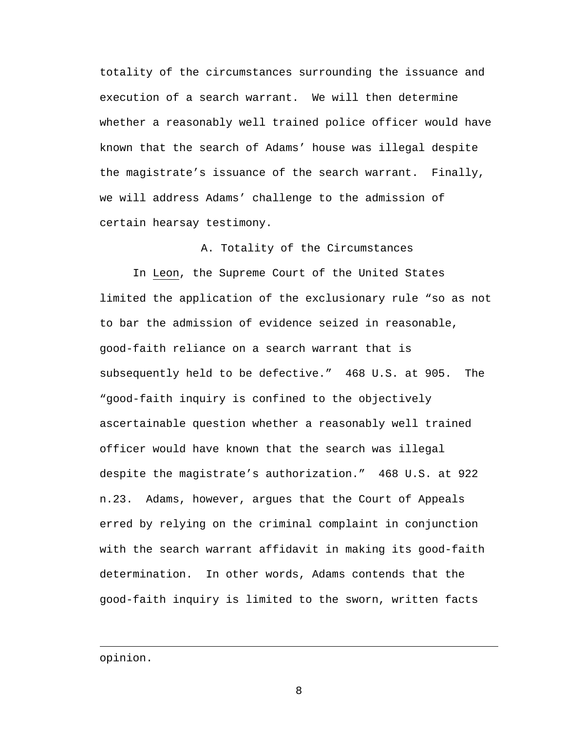totality of the circumstances surrounding the issuance and execution of a search warrant. We will then determine whether a reasonably well trained police officer would have known that the search of Adams' house was illegal despite the magistrate's issuance of the search warrant. Finally, we will address Adams' challenge to the admission of certain hearsay testimony.

### A. Totality of the Circumstances

In Leon, the Supreme Court of the United States limited the application of the exclusionary rule "so as not to bar the admission of evidence seized in reasonable, good-faith reliance on a search warrant that is subsequently held to be defective." 468 U.S. at 905. The "good-faith inquiry is confined to the objectively ascertainable question whether a reasonably well trained officer would have known that the search was illegal despite the magistrate's authorization." 468 U.S. at 922 n.23. Adams, however, argues that the Court of Appeals erred by relying on the criminal complaint in conjunction with the search warrant affidavit in making its good-faith determination. In other words, Adams contends that the good-faith inquiry is limited to the sworn, written facts

---

opinion.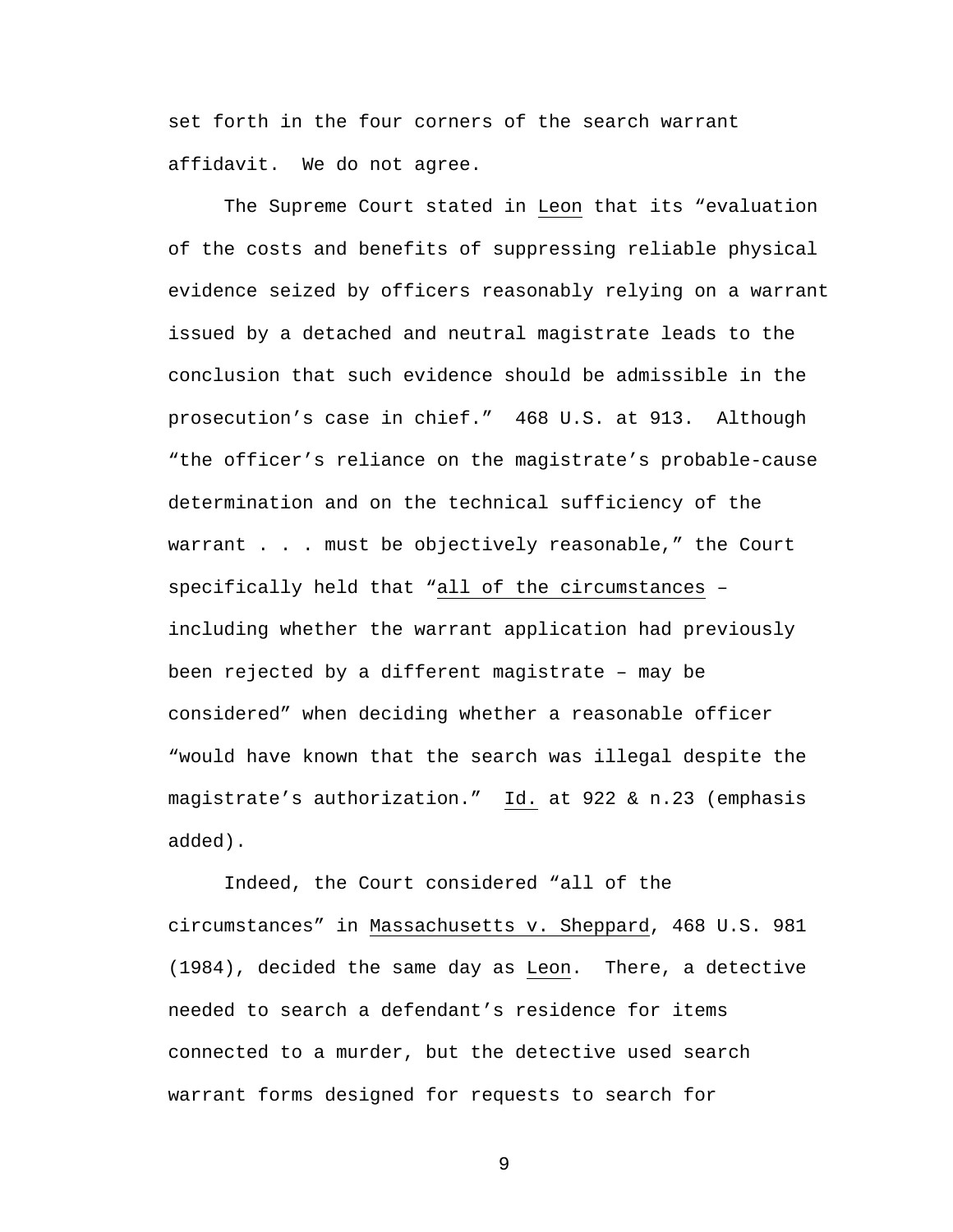set forth in the four corners of the search warrant affidavit. We do not agree.

The Supreme Court stated in Leon that its "evaluation of the costs and benefits of suppressing reliable physical evidence seized by officers reasonably relying on a warrant issued by a detached and neutral magistrate leads to the conclusion that such evidence should be admissible in the prosecution's case in chief." 468 U.S. at 913. Although "the officer's reliance on the magistrate's probable-cause determination and on the technical sufficiency of the warrant . . . must be objectively reasonable," the Court specifically held that "all of the circumstances – including whether the warrant application had previously been rejected by a different magistrate – may be considered" when deciding whether a reasonable officer "would have known that the search was illegal despite the magistrate's authorization." Id. at 922 & n.23 (emphasis added).

Indeed, the Court considered "all of the circumstances" in Massachusetts v. Sheppard, 468 U.S. 981 (1984), decided the same day as Leon. There, a detective needed to search a defendant's residence for items connected to a murder, but the detective used search warrant forms designed for requests to search for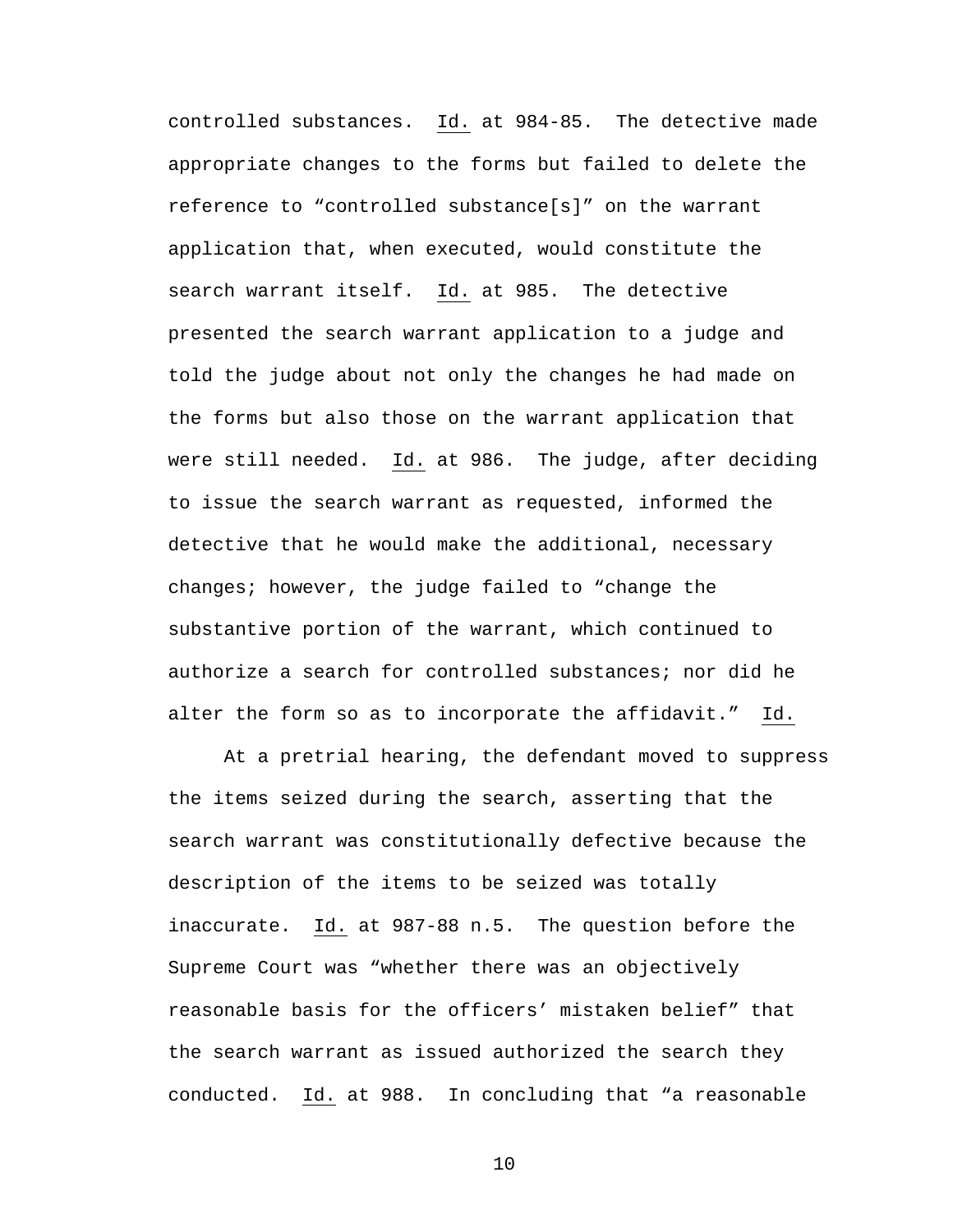controlled substances. Id. at 984-85. The detective made appropriate changes to the forms but failed to delete the reference to "controlled substance[s]" on the warrant application that, when executed, would constitute the search warrant itself. Id. at 985. The detective presented the search warrant application to a judge and told the judge about not only the changes he had made on the forms but also those on the warrant application that were still needed. Id. at 986. The judge, after deciding to issue the search warrant as requested, informed the detective that he would make the additional, necessary changes; however, the judge failed to "change the substantive portion of the warrant, which continued to authorize a search for controlled substances; nor did he alter the form so as to incorporate the affidavit." Id.

At a pretrial hearing, the defendant moved to suppress the items seized during the search, asserting that the search warrant was constitutionally defective because the description of the items to be seized was totally inaccurate. Id. at 987-88 n.5. The question before the Supreme Court was "whether there was an objectively reasonable basis for the officers' mistaken belief" that the search warrant as issued authorized the search they conducted. Id. at 988. In concluding that "a reasonable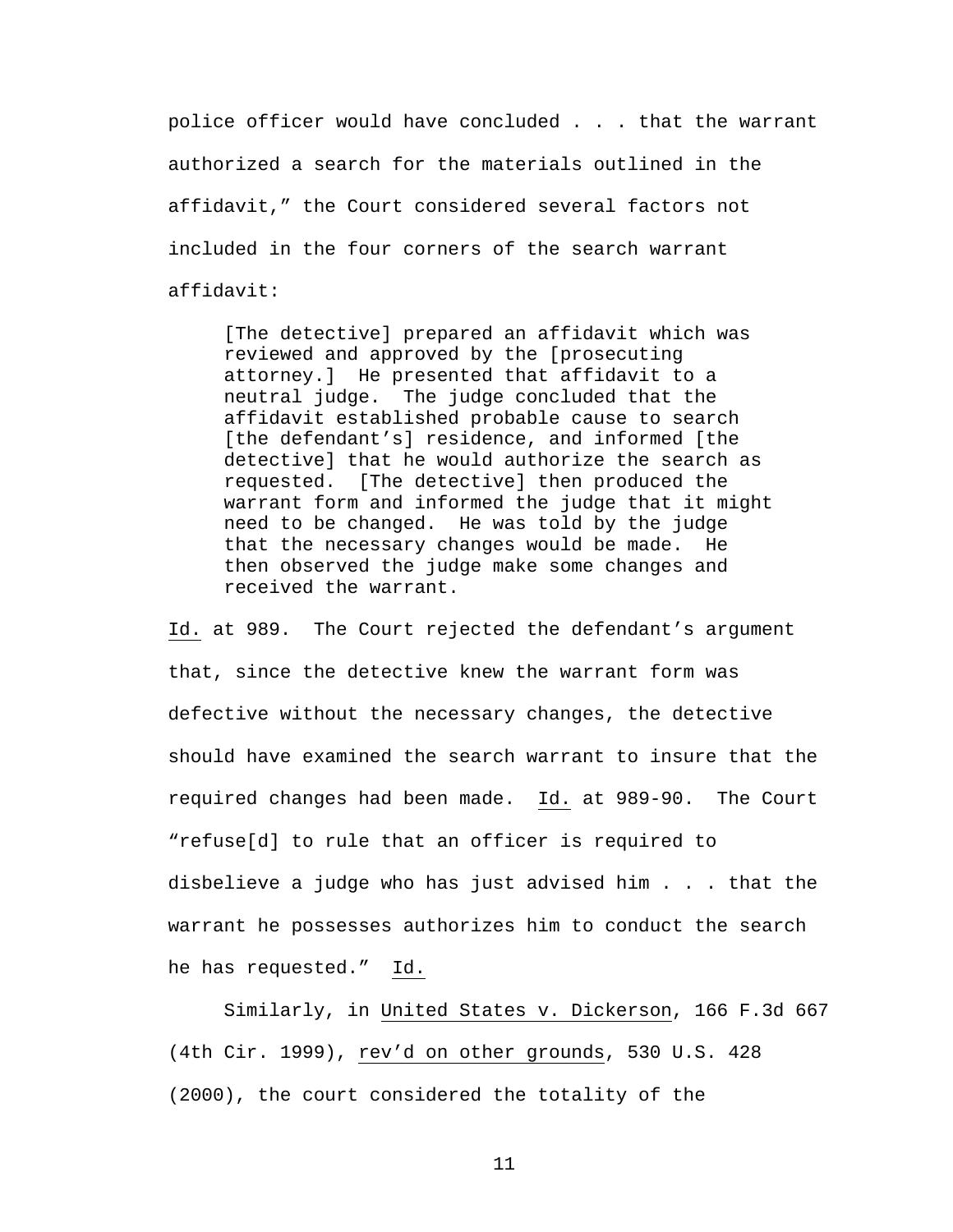police officer would have concluded . . . that the warrant authorized a search for the materials outlined in the affidavit," the Court considered several factors not included in the four corners of the search warrant affidavit:

> [The detective] prepared an affidavit which was reviewed and approved by the [prosecuting attorney.] He presented that affidavit to a neutral judge. The judge concluded that the affidavit established probable cause to search [the defendant's] residence, and informed [the detective] that he would authorize the search as requested. [The detective] then produced the warrant form and informed the judge that it might need to be changed. He was told by the judge that the necessary changes would be made. He then observed the judge make some changes and received the warrant.

Id. at 989. The Court rejected the defendant's argument that, since the detective knew the warrant form was defective without the necessary changes, the detective should have examined the search warrant to insure that the required changes had been made. Id. at 989-90. The Court "refuse[d] to rule that an officer is required to disbelieve a judge who has just advised him . . . that the warrant he possesses authorizes him to conduct the search he has requested." Id.

Similarly, in United States v. Dickerson, 166 F.3d 667 (4th Cir. 1999), rev'd on other grounds, 530 U.S. 428 (2000), the court considered the totality of the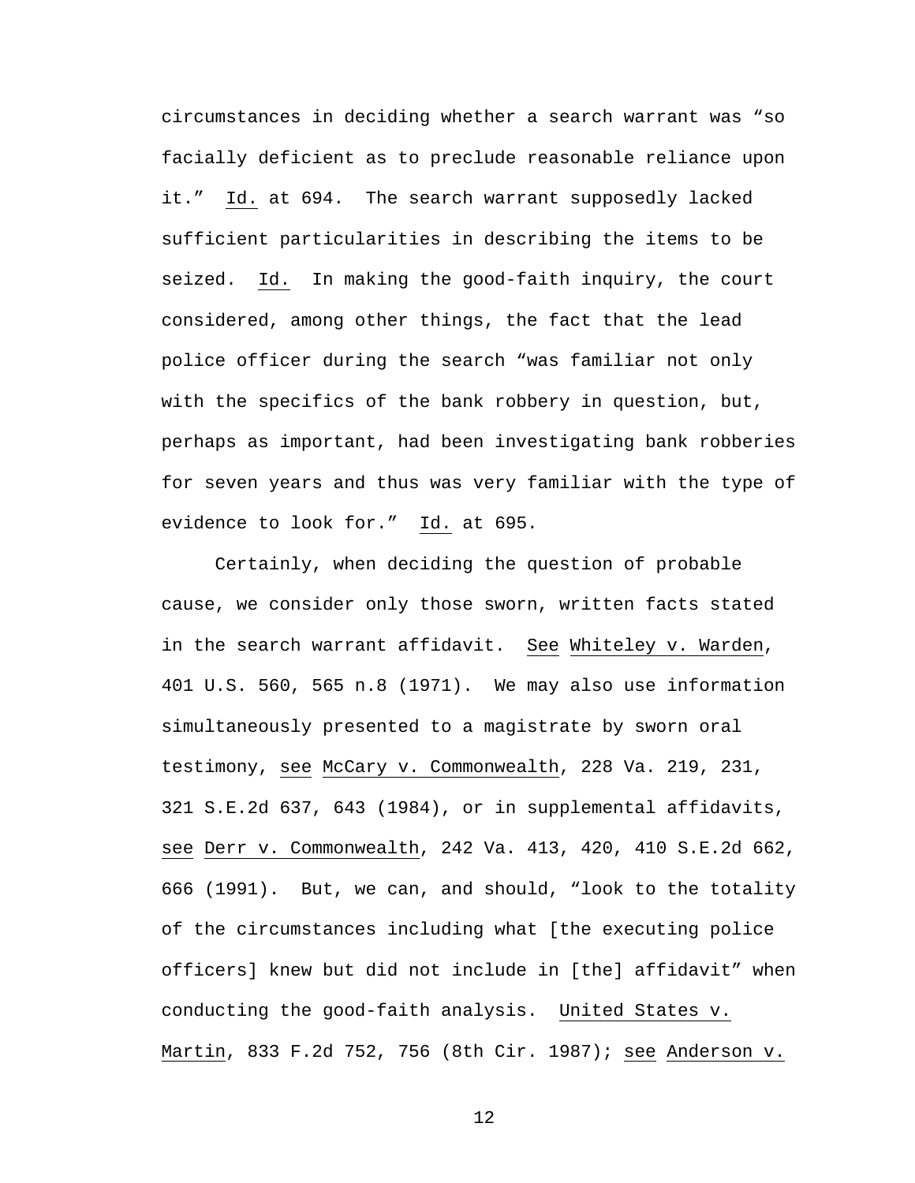circumstances in deciding whether a search warrant was "so facially deficient as to preclude reasonable reliance upon it." Id. at 694. The search warrant supposedly lacked sufficient particularities in describing the items to be seized. Id. In making the good-faith inquiry, the court considered, among other things, the fact that the lead police officer during the search "was familiar not only with the specifics of the bank robbery in question, but, perhaps as important, had been investigating bank robberies for seven years and thus was very familiar with the type of evidence to look for." Id. at 695.

Certainly, when deciding the question of probable cause, we consider only those sworn, written facts stated in the search warrant affidavit. See Whiteley v. Warden, 401 U.S. 560, 565 n.8 (1971). We may also use information simultaneously presented to a magistrate by sworn oral testimony, see McCary v. Commonwealth, 228 Va. 219, 231, 321 S.E.2d 637, 643 (1984), or in supplemental affidavits, see Derr v. Commonwealth, 242 Va. 413, 420, 410 S.E.2d 662, 666 (1991). But, we can, and should, "look to the totality of the circumstances including what [the executing police officers] knew but did not include in [the] affidavit" when conducting the good-faith analysis. United States v. Martin, 833 F.2d 752, 756 (8th Cir. 1987); see Anderson v.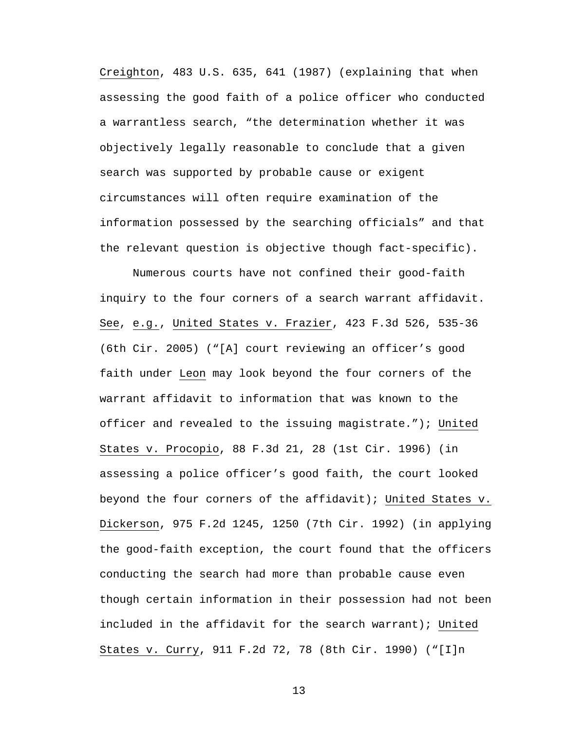Creighton, 483 U.S. 635, 641 (1987) (explaining that when assessing the good faith of a police officer who conducted a warrantless search, "the determination whether it was objectively legally reasonable to conclude that a given search was supported by probable cause or exigent circumstances will often require examination of the information possessed by the searching officials" and that the relevant question is objective though fact-specific).

Numerous courts have not confined their good-faith inquiry to the four corners of a search warrant affidavit. See, e.g., United States v. Frazier, 423 F.3d 526, 535-36 (6th Cir. 2005) ("[A] court reviewing an officer's good faith under Leon may look beyond the four corners of the warrant affidavit to information that was known to the officer and revealed to the issuing magistrate."); United States v. Procopio, 88 F.3d 21, 28 (1st Cir. 1996) (in assessing a police officer's good faith, the court looked beyond the four corners of the affidavit); United States v. Dickerson, 975 F.2d 1245, 1250 (7th Cir. 1992) (in applying the good-faith exception, the court found that the officers conducting the search had more than probable cause even though certain information in their possession had not been included in the affidavit for the search warrant); United States v. Curry, 911 F.2d 72, 78 (8th Cir. 1990) ("[I]n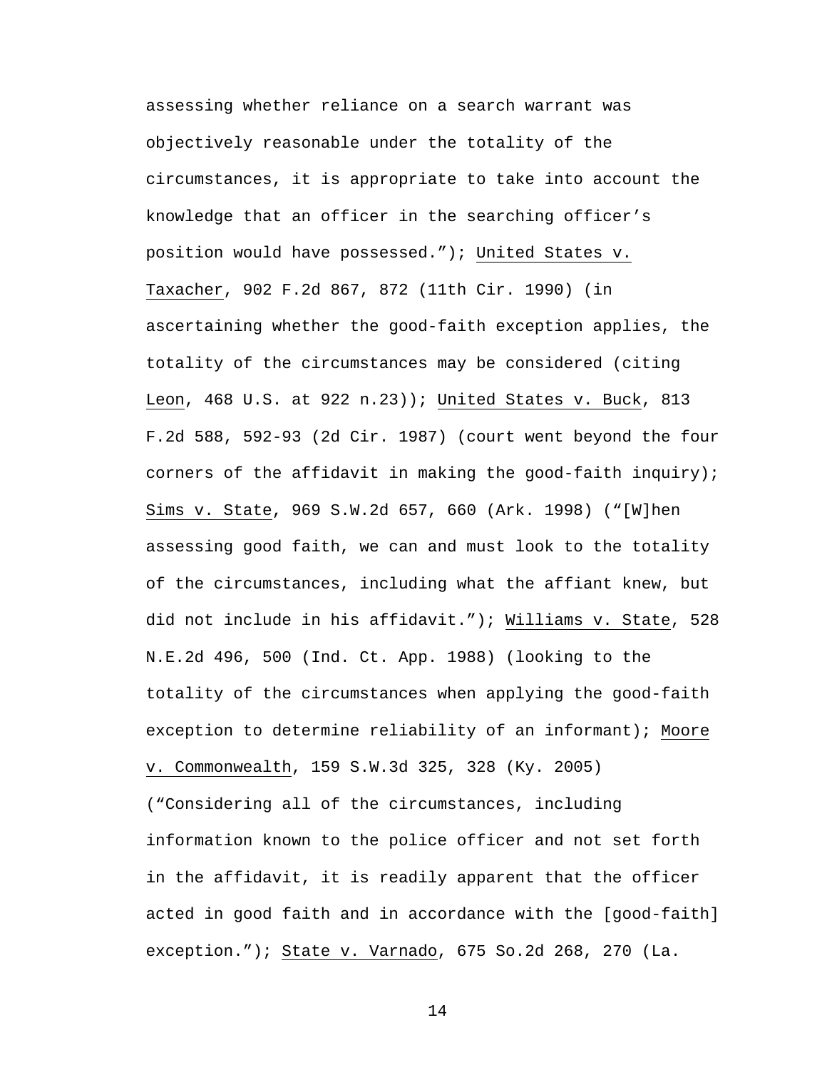assessing whether reliance on a search warrant was objectively reasonable under the totality of the circumstances, it is appropriate to take into account the knowledge that an officer in the searching officer's position would have possessed."); United States v. Taxacher, 902 F.2d 867, 872 (11th Cir. 1990) (in ascertaining whether the good-faith exception applies, the totality of the circumstances may be considered (citing Leon, 468 U.S. at 922 n.23)); United States v. Buck, 813 F.2d 588, 592-93 (2d Cir. 1987) (court went beyond the four corners of the affidavit in making the good-faith inquiry); Sims v. State, 969 S.W.2d 657, 660 (Ark. 1998) ("[W]hen assessing good faith, we can and must look to the totality of the circumstances, including what the affiant knew, but did not include in his affidavit."); Williams v. State, 528 N.E.2d 496, 500 (Ind. Ct. App. 1988) (looking to the totality of the circumstances when applying the good-faith exception to determine reliability of an informant); Moore v. Commonwealth, 159 S.W.3d 325, 328 (Ky. 2005) ("Considering all of the circumstances, including information known to the police officer and not set forth in the affidavit, it is readily apparent that the officer acted in good faith and in accordance with the [good-faith] exception."); State v. Varnado, 675 So.2d 268, 270 (La.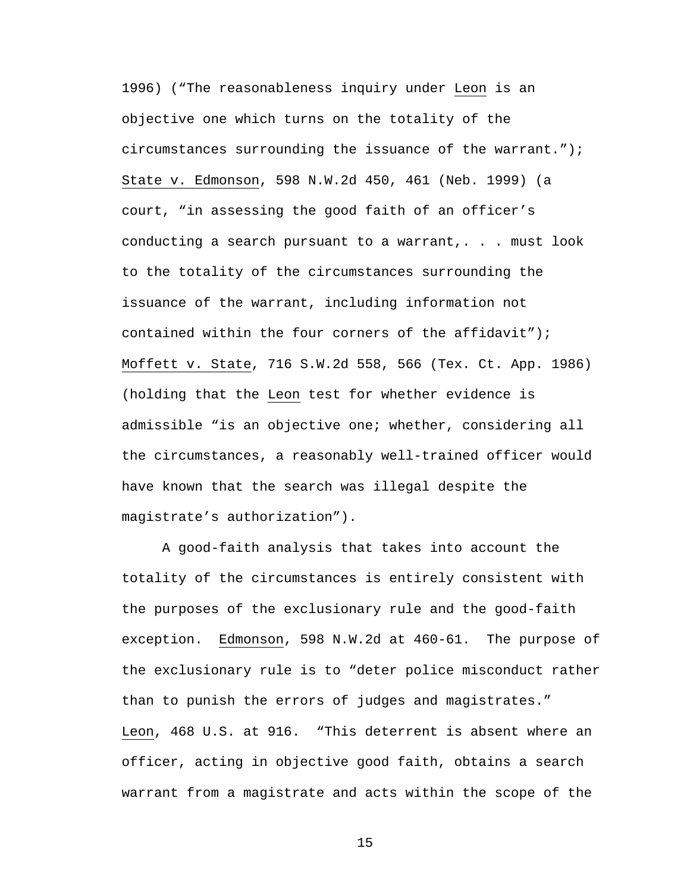1996) ("The reasonableness inquiry under Leon is an objective one which turns on the totality of the circumstances surrounding the issuance of the warrant."); State v. Edmonson, 598 N.W.2d 450, 461 (Neb. 1999) (a court, "in assessing the good faith of an officer's conducting a search pursuant to a warrant,. . . must look to the totality of the circumstances surrounding the issuance of the warrant, including information not contained within the four corners of the affidavit"); Moffett v. State, 716 S.W.2d 558, 566 (Tex. Ct. App. 1986) (holding that the Leon test for whether evidence is admissible "is an objective one; whether, considering all the circumstances, a reasonably well-trained officer would have known that the search was illegal despite the magistrate's authorization").

A good-faith analysis that takes into account the totality of the circumstances is entirely consistent with the purposes of the exclusionary rule and the good-faith exception. Edmonson, 598 N.W.2d at 460-61. The purpose of the exclusionary rule is to "deter police misconduct rather than to punish the errors of judges and magistrates." Leon, 468 U.S. at 916. "This deterrent is absent where an officer, acting in objective good faith, obtains a search warrant from a magistrate and acts within the scope of the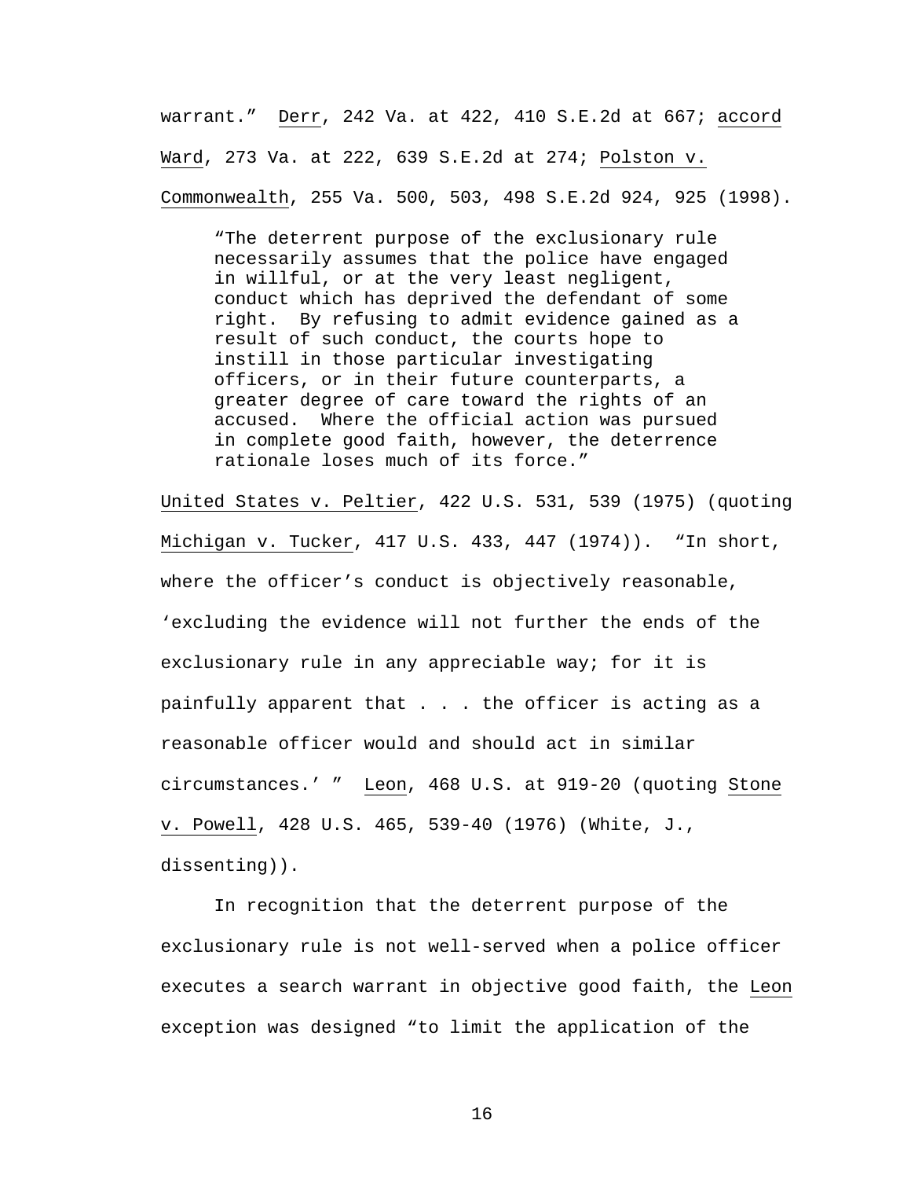warrant." Derr, 242 Va. at 422, 410 S.E.2d at 667; accord Ward, 273 Va. at 222, 639 S.E.2d at 274; Polston v. Commonwealth, 255 Va. 500, 503, 498 S.E.2d 924, 925 (1998).

> "The deterrent purpose of the exclusionary rule necessarily assumes that the police have engaged in willful, or at the very least negligent, conduct which has deprived the defendant of some right. By refusing to admit evidence gained as a result of such conduct, the courts hope to instill in those particular investigating officers, or in their future counterparts, a greater degree of care toward the rights of an accused. Where the official action was pursued in complete good faith, however, the deterrence rationale loses much of its force."

United States v. Peltier, 422 U.S. 531, 539 (1975) (quoting Michigan v. Tucker, 417 U.S. 433, 447 (1974)). "In short, where the officer's conduct is objectively reasonable, 'excluding the evidence will not further the ends of the exclusionary rule in any appreciable way; for it is painfully apparent that . . . the officer is acting as a reasonable officer would and should act in similar circumstances.' " Leon, 468 U.S. at 919-20 (quoting Stone v. Powell, 428 U.S. 465, 539-40 (1976) (White, J., dissenting)).

In recognition that the deterrent purpose of the exclusionary rule is not well-served when a police officer executes a search warrant in objective good faith, the Leon exception was designed "to limit the application of the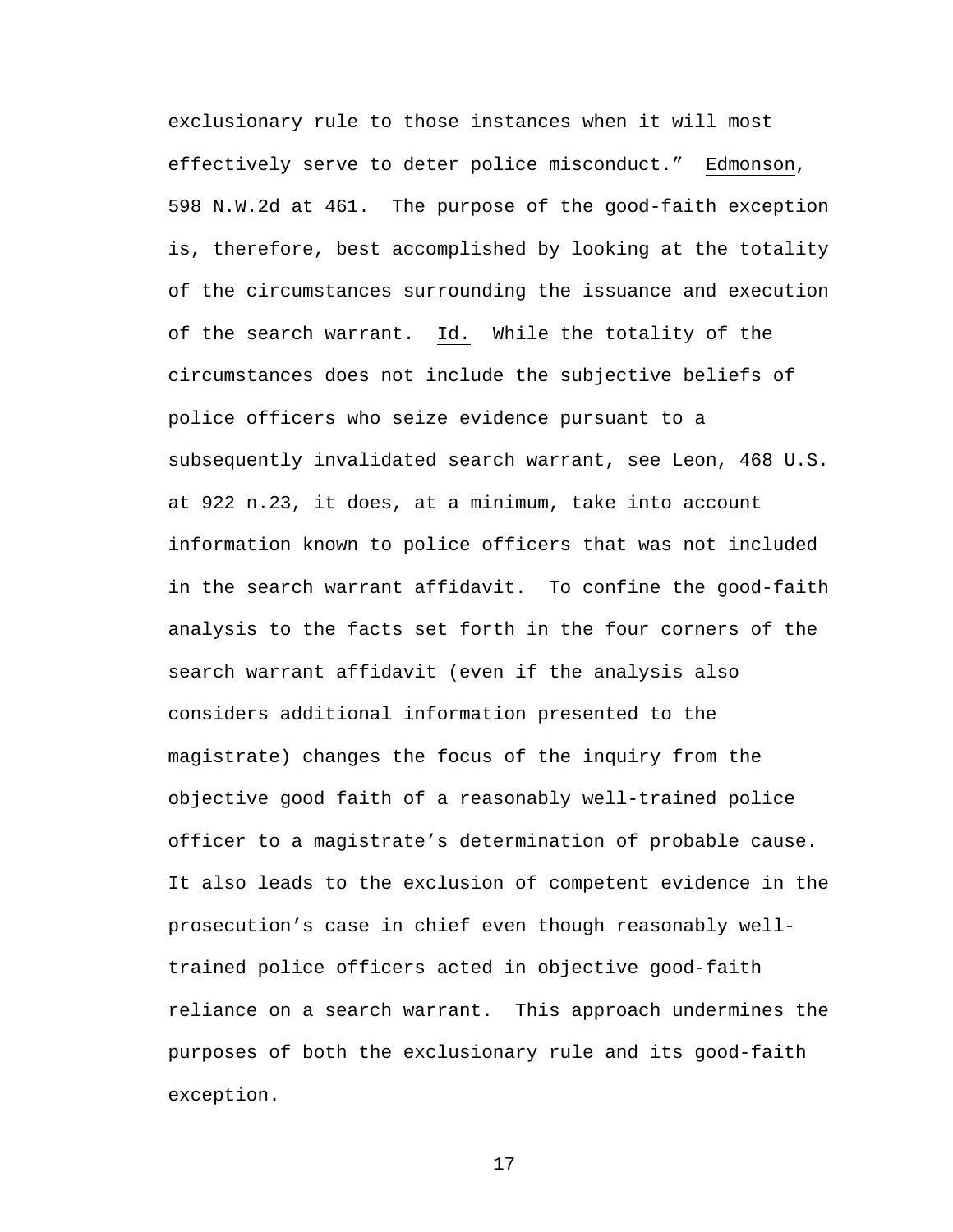exclusionary rule to those instances when it will most effectively serve to deter police misconduct." Edmonson, 598 N.W.2d at 461. The purpose of the good-faith exception is, therefore, best accomplished by looking at the totality of the circumstances surrounding the issuance and execution of the search warrant. Id. While the totality of the circumstances does not include the subjective beliefs of police officers who seize evidence pursuant to a subsequently invalidated search warrant, see Leon, 468 U.S. at 922 n.23, it does, at a minimum, take into account information known to police officers that was not included in the search warrant affidavit. To confine the good-faith analysis to the facts set forth in the four corners of the search warrant affidavit (even if the analysis also considers additional information presented to the magistrate) changes the focus of the inquiry from the objective good faith of a reasonably well-trained police officer to a magistrate's determination of probable cause. It also leads to the exclusion of competent evidence in the prosecution's case in chief even though reasonably well-trained police officers acted in objective good-faith reliance on a search warrant. This approach undermines the purposes of both the exclusionary rule and its good-faith exception.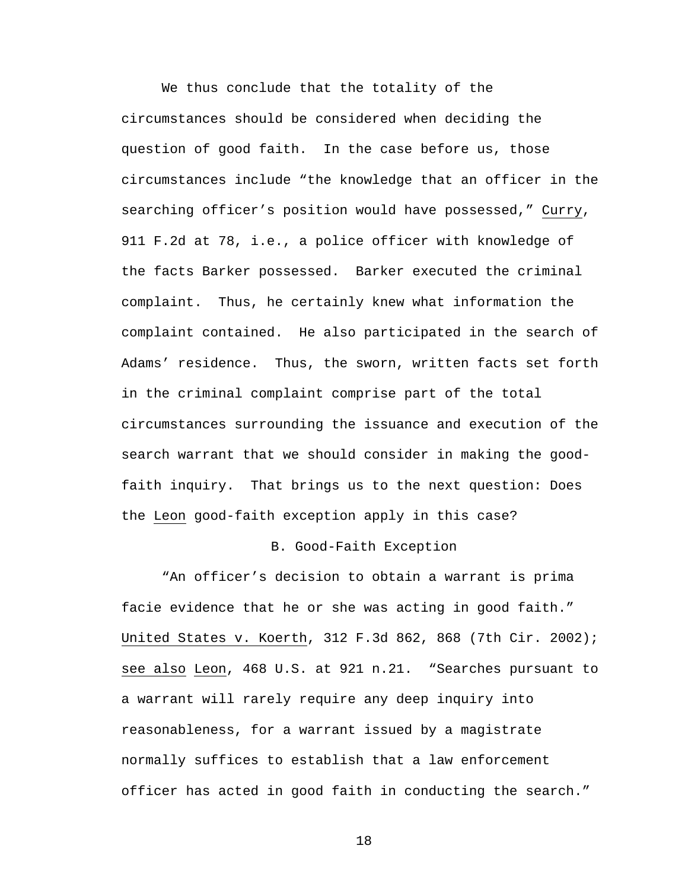We thus conclude that the totality of the circumstances should be considered when deciding the question of good faith. In the case before us, those circumstances include "the knowledge that an officer in the searching officer's position would have possessed," Curry, 911 F.2d at 78, i.e., a police officer with knowledge of the facts Barker possessed. Barker executed the criminal complaint. Thus, he certainly knew what information the complaint contained. He also participated in the search of Adams' residence. Thus, the sworn, written facts set forth in the criminal complaint comprise part of the total circumstances surrounding the issuance and execution of the search warrant that we should consider in making the good-faith inquiry. That brings us to the next question: Does the Leon good-faith exception apply in this case?

## B. Good-Faith Exception

"An officer's decision to obtain a warrant is prima facie evidence that he or she was acting in good faith." United States v. Koerth, 312 F.3d 862, 868 (7th Cir. 2002); see also Leon, 468 U.S. at 921 n.21. "Searches pursuant to a warrant will rarely require any deep inquiry into reasonableness, for a warrant issued by a magistrate normally suffices to establish that a law enforcement officer has acted in good faith in conducting the search."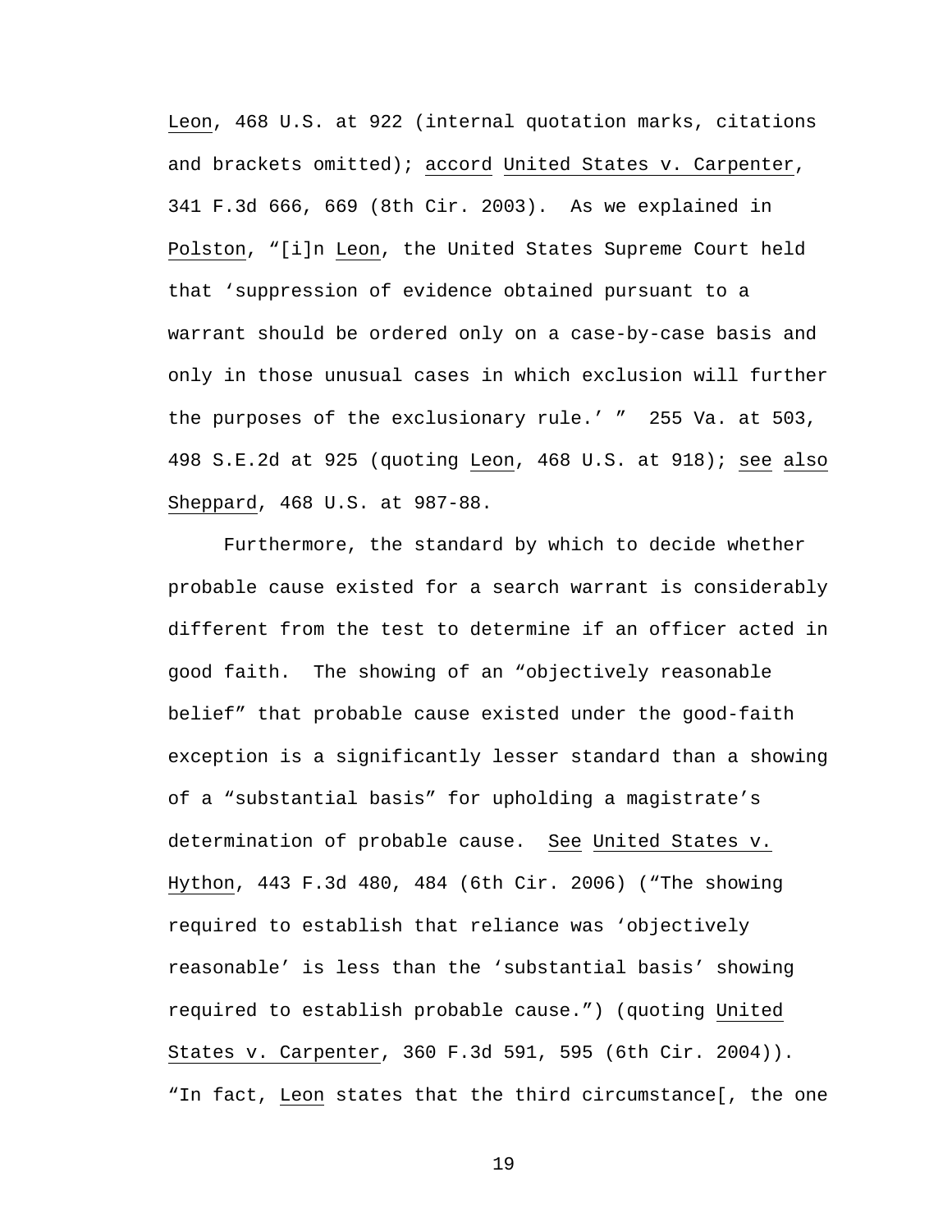Leon, 468 U.S. at 922 (internal quotation marks, citations and brackets omitted); accord United States v. Carpenter, 341 F.3d 666, 669 (8th Cir. 2003). As we explained in Polston, "[i]n Leon, the United States Supreme Court held that 'suppression of evidence obtained pursuant to a warrant should be ordered only on a case-by-case basis and only in those unusual cases in which exclusion will further the purposes of the exclusionary rule.' " 255 Va. at 503, 498 S.E.2d at 925 (quoting Leon, 468 U.S. at 918); see also Sheppard, 468 U.S. at 987-88.

Furthermore, the standard by which to decide whether probable cause existed for a search warrant is considerably different from the test to determine if an officer acted in good faith. The showing of an "objectively reasonable belief" that probable cause existed under the good-faith exception is a significantly lesser standard than a showing of a "substantial basis" for upholding a magistrate's determination of probable cause. See United States v. Hython, 443 F.3d 480, 484 (6th Cir. 2006) ("The showing required to establish that reliance was 'objectively reasonable' is less than the 'substantial basis' showing required to establish probable cause.") (quoting United States v. Carpenter, 360 F.3d 591, 595 (6th Cir. 2004)). "In fact, Leon states that the third circumstance[, the one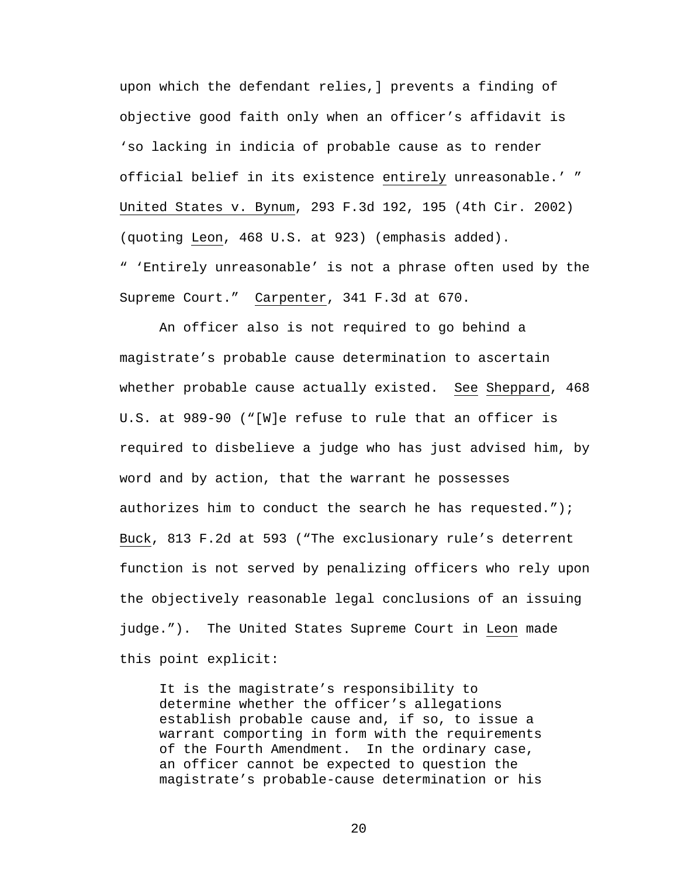upon which the defendant relies,] prevents a finding of objective good faith only when an officer's affidavit is 'so lacking in indicia of probable cause as to render official belief in its existence entirely unreasonable.' " United States v. Bynum, 293 F.3d 192, 195 (4th Cir. 2002) (quoting Leon, 468 U.S. at 923) (emphasis added). " 'Entirely unreasonable' is not a phrase often used by the Supreme Court." Carpenter, 341 F.3d at 670.

An officer also is not required to go behind a magistrate's probable cause determination to ascertain whether probable cause actually existed. See Sheppard, 468 U.S. at 989-90 ("[W]e refuse to rule that an officer is required to disbelieve a judge who has just advised him, by word and by action, that the warrant he possesses authorizes him to conduct the search he has requested."); Buck, 813 F.2d at 593 ("The exclusionary rule's deterrent function is not served by penalizing officers who rely upon the objectively reasonable legal conclusions of an issuing judge."). The United States Supreme Court in Leon made this point explicit:

> It is the magistrate's responsibility to determine whether the officer's allegations establish probable cause and, if so, to issue a warrant comporting in form with the requirements of the Fourth Amendment. In the ordinary case, an officer cannot be expected to question the magistrate's probable-cause determination or his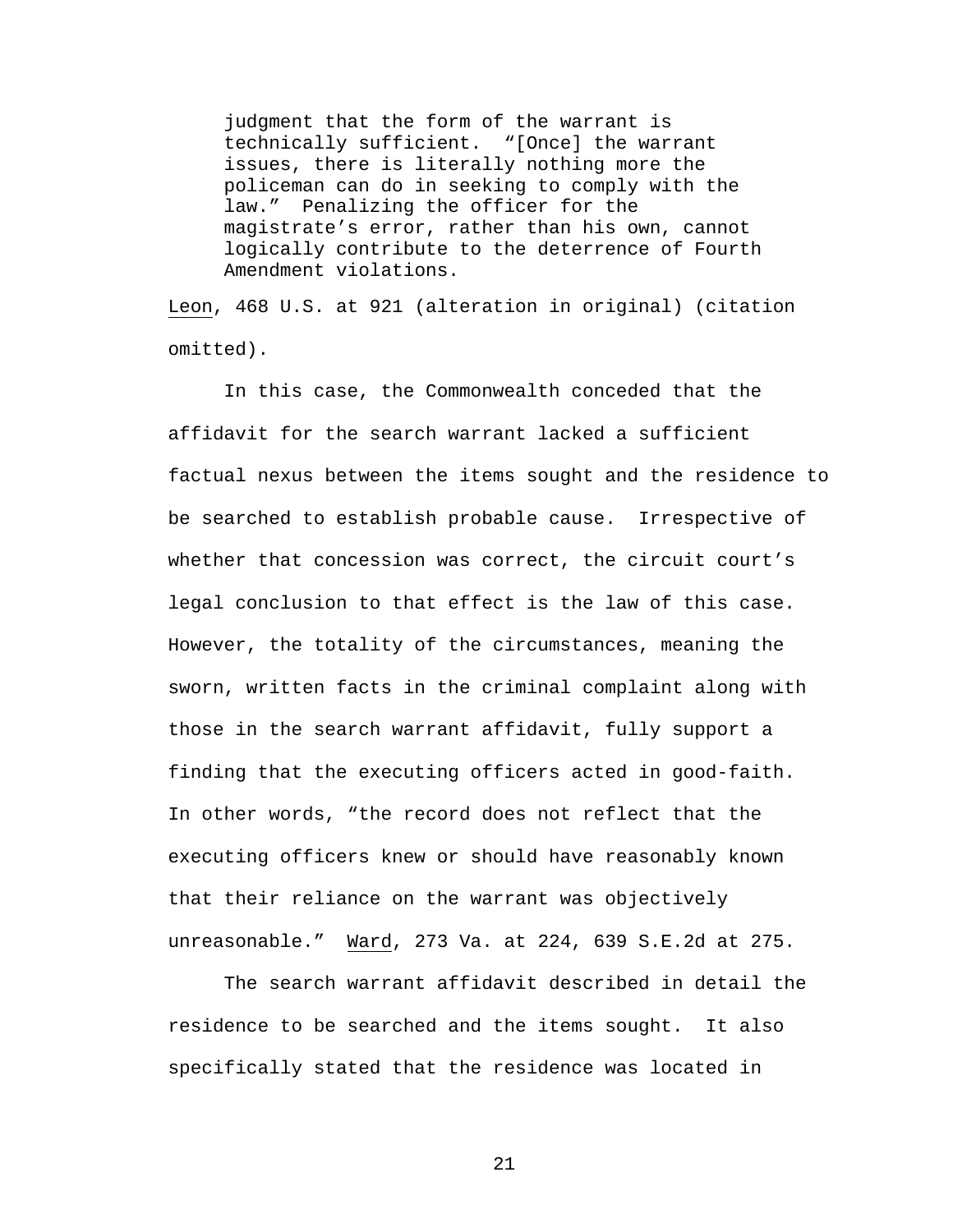> judgment that the form of the warrant is technically sufficient. "[Once] the warrant issues, there is literally nothing more the policeman can do in seeking to comply with the law." Penalizing the officer for the magistrate's error, rather than his own, cannot logically contribute to the deterrence of Fourth Amendment violations.

Leon, 468 U.S. at 921 (alteration in original) (citation omitted).

In this case, the Commonwealth conceded that the affidavit for the search warrant lacked a sufficient factual nexus between the items sought and the residence to be searched to establish probable cause. Irrespective of whether that concession was correct, the circuit court's legal conclusion to that effect is the law of this case. However, the totality of the circumstances, meaning the sworn, written facts in the criminal complaint along with those in the search warrant affidavit, fully support a finding that the executing officers acted in good-faith. In other words, "the record does not reflect that the executing officers knew or should have reasonably known that their reliance on the warrant was objectively unreasonable." Ward, 273 Va. at 224, 639 S.E.2d at 275.

The search warrant affidavit described in detail the residence to be searched and the items sought. It also specifically stated that the residence was located in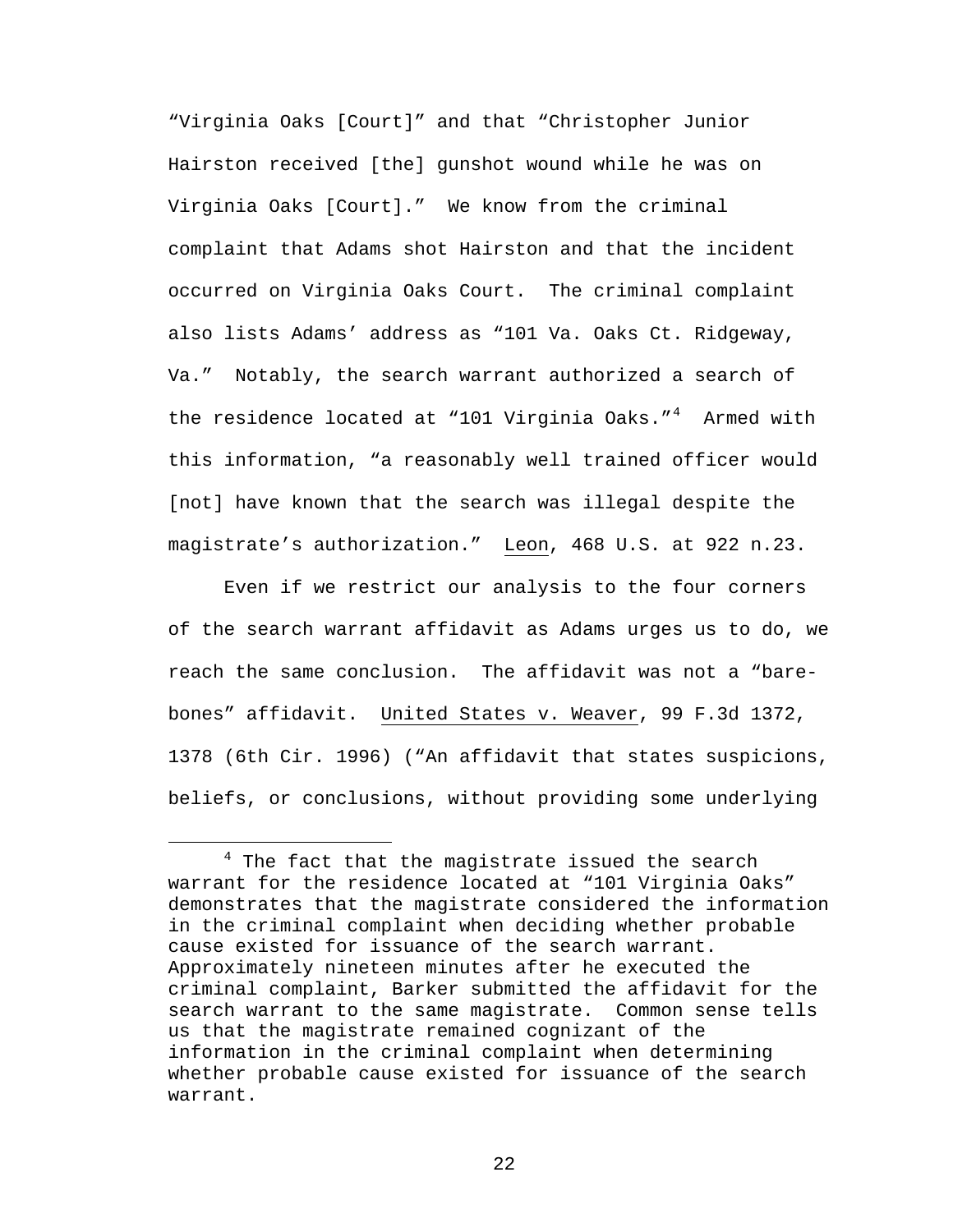"Virginia Oaks [Court]" and that "Christopher Junior Hairston received [the] gunshot wound while he was on Virginia Oaks [Court]." We know from the criminal complaint that Adams shot Hairston and that the incident occurred on Virginia Oaks Court. The criminal complaint also lists Adams' address as "101 Va. Oaks Ct. Ridgeway, Va." Notably, the search warrant authorized a search of the residence located at "101 Virginia Oaks."[4] Armed with this information, "a reasonably well trained officer would [not] have known that the search was illegal despite the magistrate's authorization." Leon, 468 U.S. at 922 n.23.

Even if we restrict our analysis to the four corners of the search warrant affidavit as Adams urges us to do, we reach the same conclusion. The affidavit was not a "bare-bones" affidavit. United States v. Weaver, 99 F.3d 1372, 1378 (6th Cir. 1996) ("An affidavit that states suspicions, beliefs, or conclusions, without providing some underlying

[4] The fact that the magistrate issued the search warrant for the residence located at "101 Virginia Oaks" demonstrates that the magistrate considered the information in the criminal complaint when deciding whether probable cause existed for issuance of the search warrant. Approximately nineteen minutes after he executed the criminal complaint, Barker submitted the affidavit for the search warrant to the same magistrate. Common sense tells us that the magistrate remained cognizant of the information in the criminal complaint when determining whether probable cause existed for issuance of the search warrant.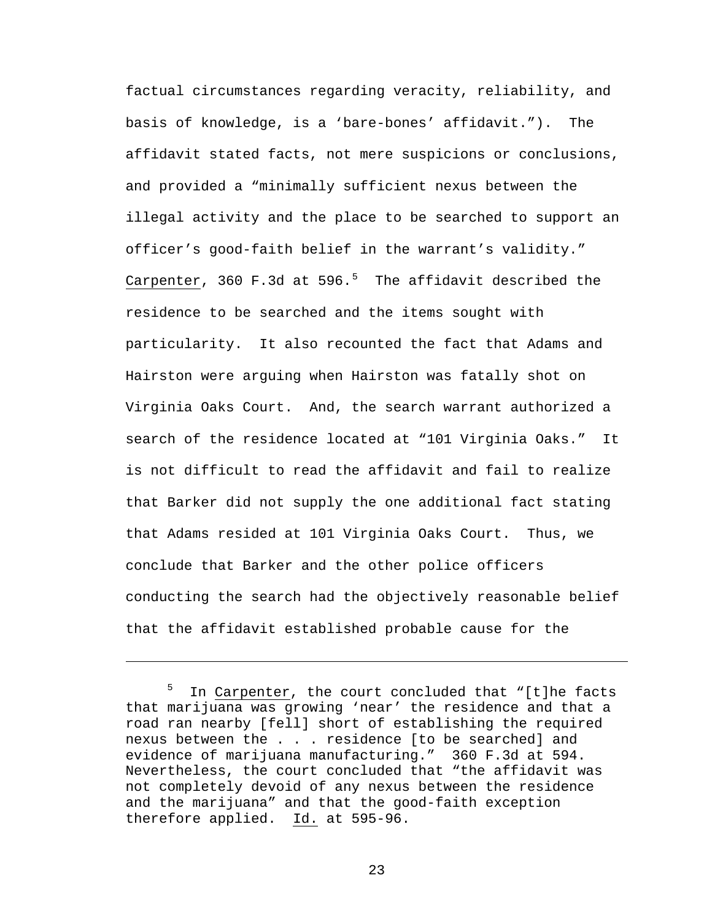factual circumstances regarding veracity, reliability, and basis of knowledge, is a 'bare-bones' affidavit."). The affidavit stated facts, not mere suspicions or conclusions, and provided a "minimally sufficient nexus between the illegal activity and the place to be searched to support an officer's good-faith belief in the warrant's validity." Carpenter, 360 F.3d at 596.[5] The affidavit described the residence to be searched and the items sought with particularity. It also recounted the fact that Adams and Hairston were arguing when Hairston was fatally shot on Virginia Oaks Court. And, the search warrant authorized a search of the residence located at "101 Virginia Oaks." It is not difficult to read the affidavit and fail to realize that Barker did not supply the one additional fact stating that Adams resided at 101 Virginia Oaks Court. Thus, we conclude that Barker and the other police officers conducting the search had the objectively reasonable belief that the affidavit established probable cause for the

---

[5] In Carpenter, the court concluded that "[t]he facts that marijuana was growing 'near' the residence and that a road ran nearby [fell] short of establishing the required nexus between the . . . residence [to be searched] and evidence of marijuana manufacturing." 360 F.3d at 594. Nevertheless, the court concluded that "the affidavit was not completely devoid of any nexus between the residence and the marijuana" and that the good-faith exception therefore applied. Id. at 595-96.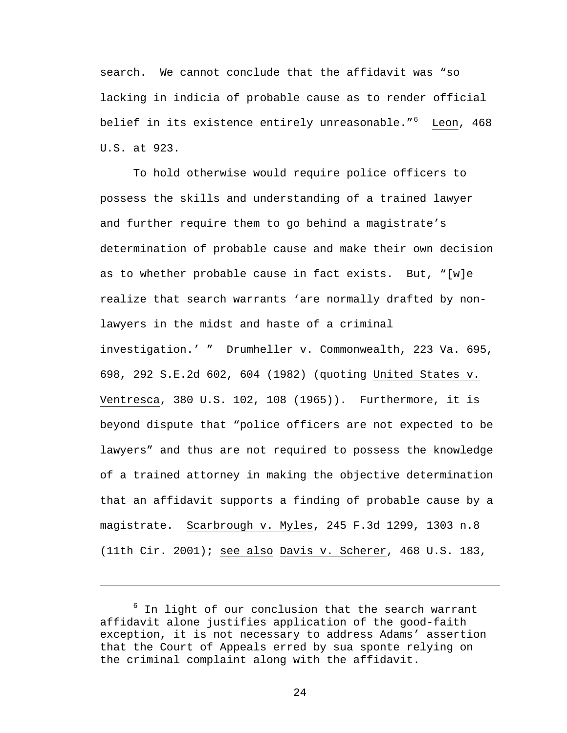search. We cannot conclude that the affidavit was "so lacking in indicia of probable cause as to render official belief in its existence entirely unreasonable."[6] Leon, 468 U.S. at 923.

To hold otherwise would require police officers to possess the skills and understanding of a trained lawyer and further require them to go behind a magistrate's determination of probable cause and make their own decision as to whether probable cause in fact exists. But, "[w]e realize that search warrants 'are normally drafted by non-lawyers in the midst and haste of a criminal investigation.' " Drumheller v. Commonwealth, 223 Va. 695, 698, 292 S.E.2d 602, 604 (1982) (quoting United States v. Ventresca, 380 U.S. 102, 108 (1965)). Furthermore, it is beyond dispute that "police officers are not expected to be lawyers" and thus are not required to possess the knowledge of a trained attorney in making the objective determination that an affidavit supports a finding of probable cause by a magistrate. Scarbrough v. Myles, 245 F.3d 1299, 1303 n.8 (11th Cir. 2001); see also Davis v. Scherer, 468 U.S. 183,

---

[6] In light of our conclusion that the search warrant affidavit alone justifies application of the good-faith exception, it is not necessary to address Adams' assertion that the Court of Appeals erred by sua sponte relying on the criminal complaint along with the affidavit.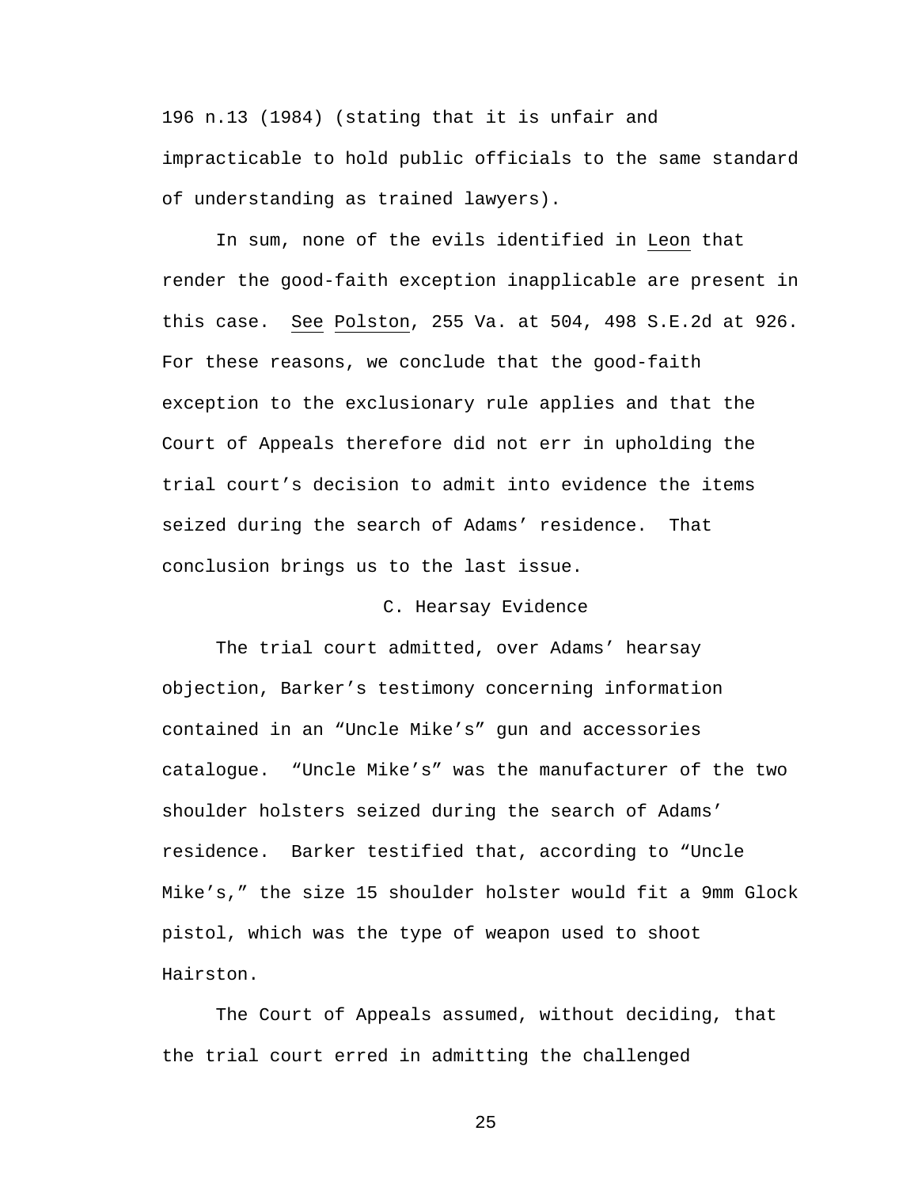196 n.13 (1984) (stating that it is unfair and impracticable to hold public officials to the same standard of understanding as trained lawyers).

In sum, none of the evils identified in Leon that render the good-faith exception inapplicable are present in this case. See Polston, 255 Va. at 504, 498 S.E.2d at 926. For these reasons, we conclude that the good-faith exception to the exclusionary rule applies and that the Court of Appeals therefore did not err in upholding the trial court's decision to admit into evidence the items seized during the search of Adams' residence. That conclusion brings us to the last issue.

C. Hearsay Evidence

The trial court admitted, over Adams' hearsay objection, Barker's testimony concerning information contained in an "Uncle Mike's" gun and accessories catalogue. "Uncle Mike's" was the manufacturer of the two shoulder holsters seized during the search of Adams' residence. Barker testified that, according to "Uncle Mike's," the size 15 shoulder holster would fit a 9mm Glock pistol, which was the type of weapon used to shoot Hairston.

The Court of Appeals assumed, without deciding, that the trial court erred in admitting the challenged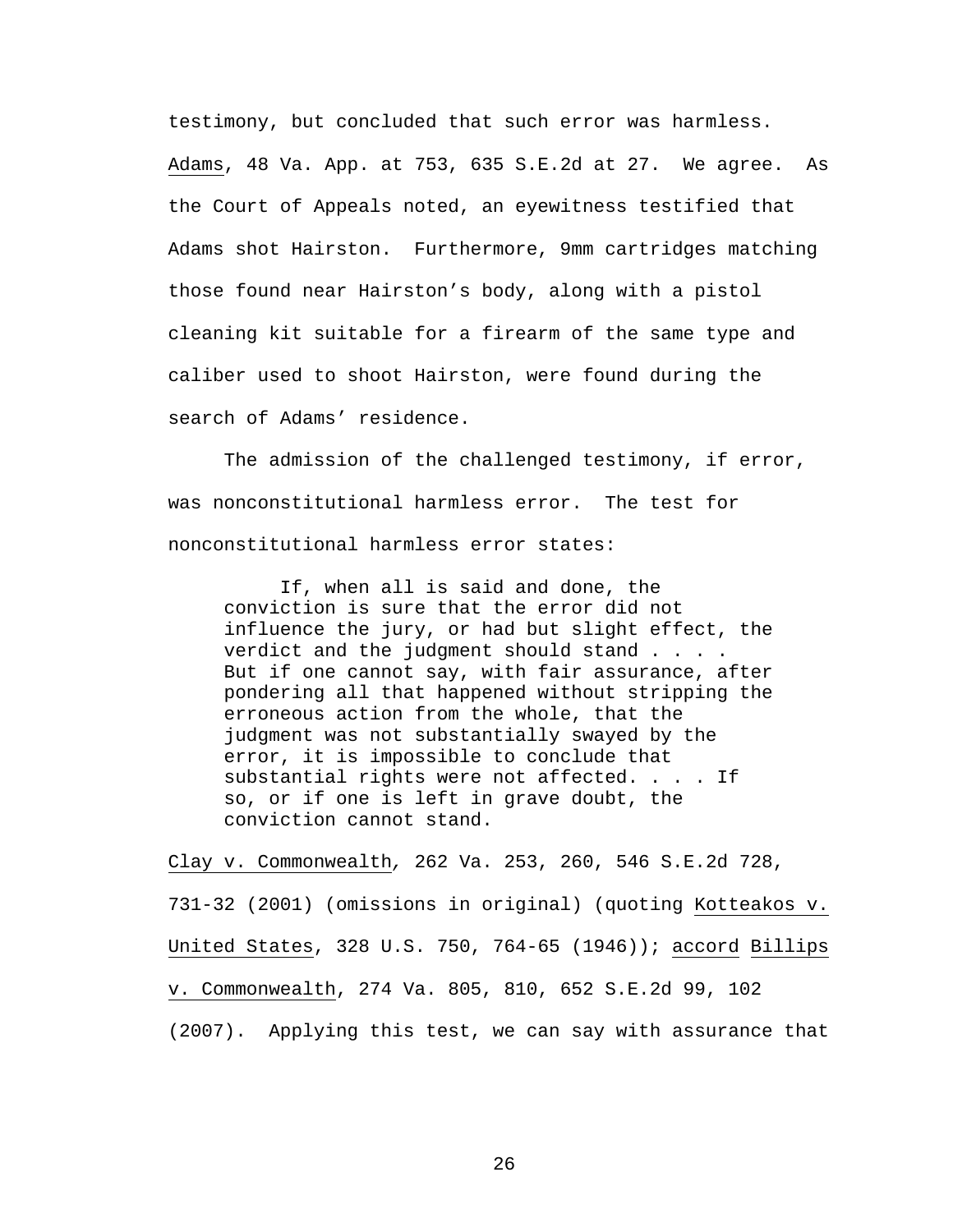testimony, but concluded that such error was harmless. Adams, 48 Va. App. at 753, 635 S.E.2d at 27. We agree. As the Court of Appeals noted, an eyewitness testified that Adams shot Hairston. Furthermore, 9mm cartridges matching those found near Hairston's body, along with a pistol cleaning kit suitable for a firearm of the same type and caliber used to shoot Hairston, were found during the search of Adams' residence.

The admission of the challenged testimony, if error, was nonconstitutional harmless error. The test for nonconstitutional harmless error states:

> If, when all is said and done, the conviction is sure that the error did not influence the jury, or had but slight effect, the verdict and the judgment should stand . . . . But if one cannot say, with fair assurance, after pondering all that happened without stripping the erroneous action from the whole, that the judgment was not substantially swayed by the error, it is impossible to conclude that substantial rights were not affected. . . . If so, or if one is left in grave doubt, the conviction cannot stand.

Clay v. Commonwealth, 262 Va. 253, 260, 546 S.E.2d 728, 731-32 (2001) (omissions in original) (quoting Kotteakos v. United States, 328 U.S. 750, 764-65 (1946)); accord Billips v. Commonwealth, 274 Va. 805, 810, 652 S.E.2d 99, 102 (2007). Applying this test, we can say with assurance that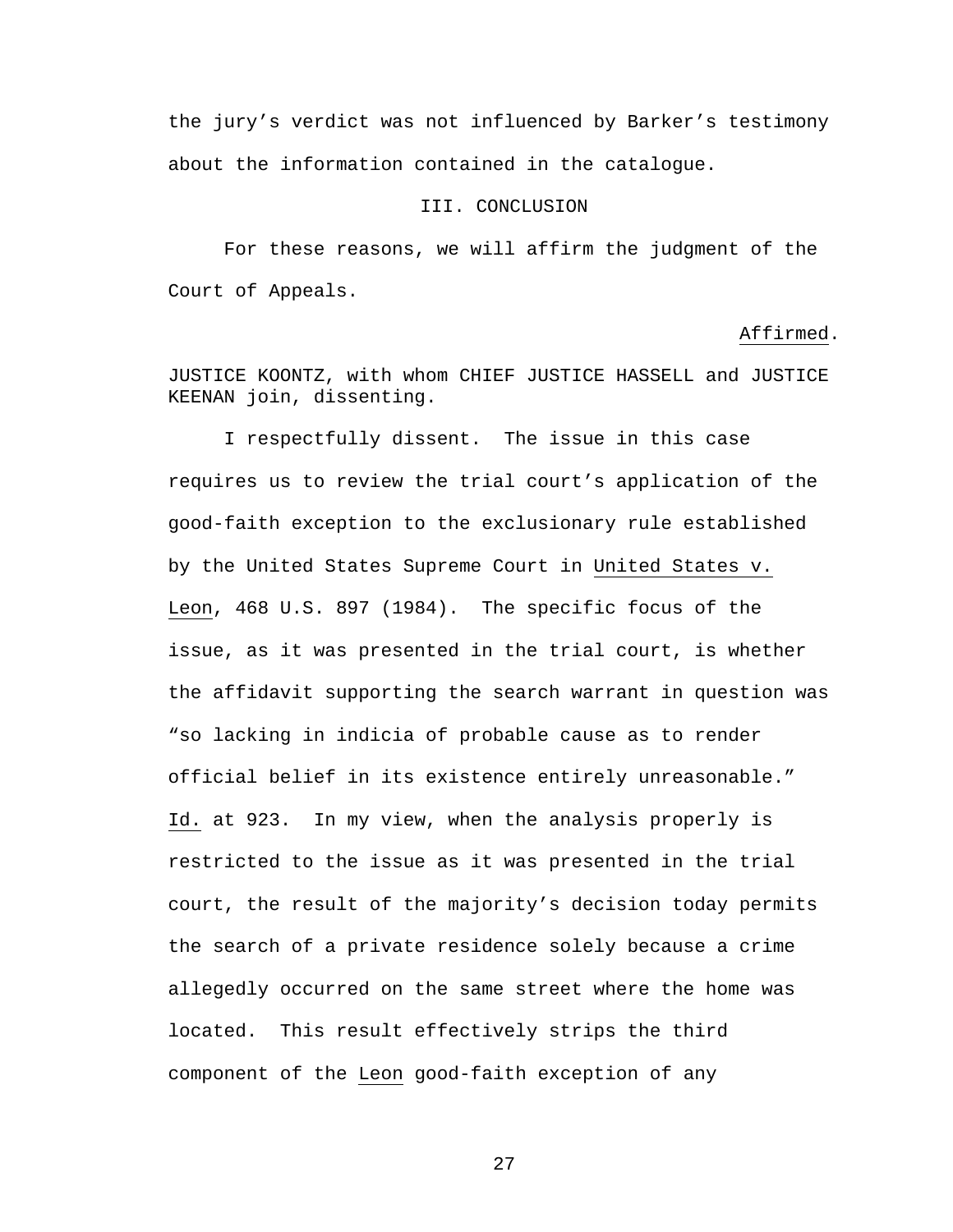the jury's verdict was not influenced by Barker's testimony about the information contained in the catalogue.

## III. CONCLUSION

For these reasons, we will affirm the judgment of the Court of Appeals.

Affirmed.

JUSTICE KOONTZ, with whom CHIEF JUSTICE HASSELL and JUSTICE KEENAN join, dissenting.

I respectfully dissent. The issue in this case requires us to review the trial court's application of the good-faith exception to the exclusionary rule established by the United States Supreme Court in *United States v. Leon*, 468 U.S. 897 (1984). The specific focus of the issue, as it was presented in the trial court, is whether the affidavit supporting the search warrant in question was "so lacking in indicia of probable cause as to render official belief in its existence entirely unreasonable." *Id.* at 923. In my view, when the analysis properly is restricted to the issue as it was presented in the trial court, the result of the majority's decision today permits the search of a private residence solely because a crime allegedly occurred on the same street where the home was located. This result effectively strips the third component of the *Leon* good-faith exception of any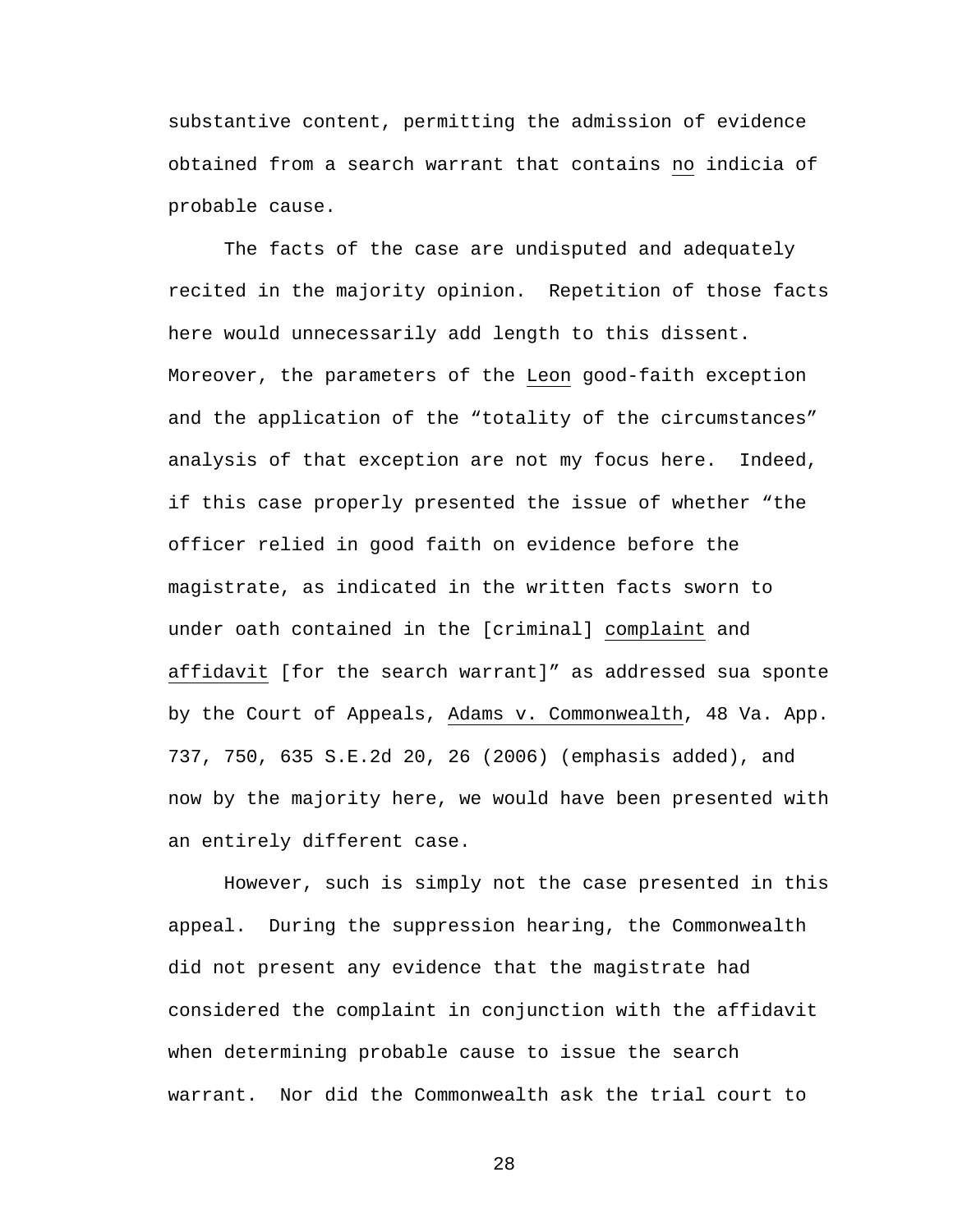substantive content, permitting the admission of evidence obtained from a search warrant that contains no indicia of probable cause.

The facts of the case are undisputed and adequately recited in the majority opinion. Repetition of those facts here would unnecessarily add length to this dissent. Moreover, the parameters of the Leon good-faith exception and the application of the "totality of the circumstances" analysis of that exception are not my focus here. Indeed, if this case properly presented the issue of whether "the officer relied in good faith on evidence before the magistrate, as indicated in the written facts sworn to under oath contained in the [criminal] complaint and affidavit [for the search warrant]" as addressed sua sponte by the Court of Appeals, Adams v. Commonwealth, 48 Va. App. 737, 750, 635 S.E.2d 20, 26 (2006) (emphasis added), and now by the majority here, we would have been presented with an entirely different case.

However, such is simply not the case presented in this appeal. During the suppression hearing, the Commonwealth did not present any evidence that the magistrate had considered the complaint in conjunction with the affidavit when determining probable cause to issue the search warrant. Nor did the Commonwealth ask the trial court to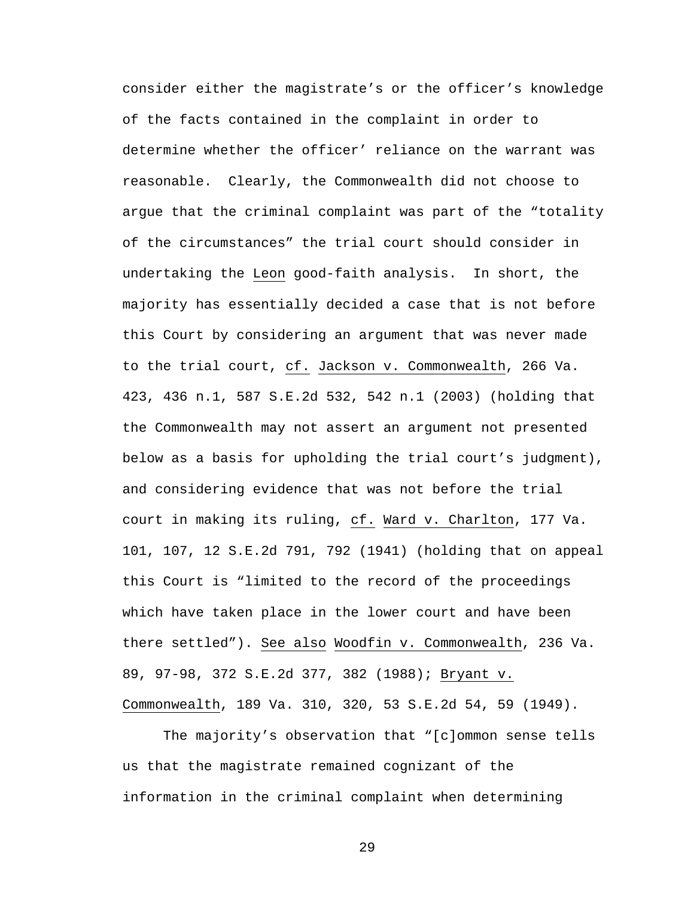consider either the magistrate's or the officer's knowledge of the facts contained in the complaint in order to determine whether the officer' reliance on the warrant was reasonable. Clearly, the Commonwealth did not choose to argue that the criminal complaint was part of the "totality of the circumstances" the trial court should consider in undertaking the Leon good-faith analysis. In short, the majority has essentially decided a case that is not before this Court by considering an argument that was never made to the trial court, cf. Jackson v. Commonwealth, 266 Va. 423, 436 n.1, 587 S.E.2d 532, 542 n.1 (2003) (holding that the Commonwealth may not assert an argument not presented below as a basis for upholding the trial court's judgment), and considering evidence that was not before the trial court in making its ruling, cf. Ward v. Charlton, 177 Va. 101, 107, 12 S.E.2d 791, 792 (1941) (holding that on appeal this Court is "limited to the record of the proceedings which have taken place in the lower court and have been there settled"). See also Woodfin v. Commonwealth, 236 Va. 89, 97-98, 372 S.E.2d 377, 382 (1988); Bryant v. Commonwealth, 189 Va. 310, 320, 53 S.E.2d 54, 59 (1949).

The majority's observation that "[c]ommon sense tells us that the magistrate remained cognizant of the information in the criminal complaint when determining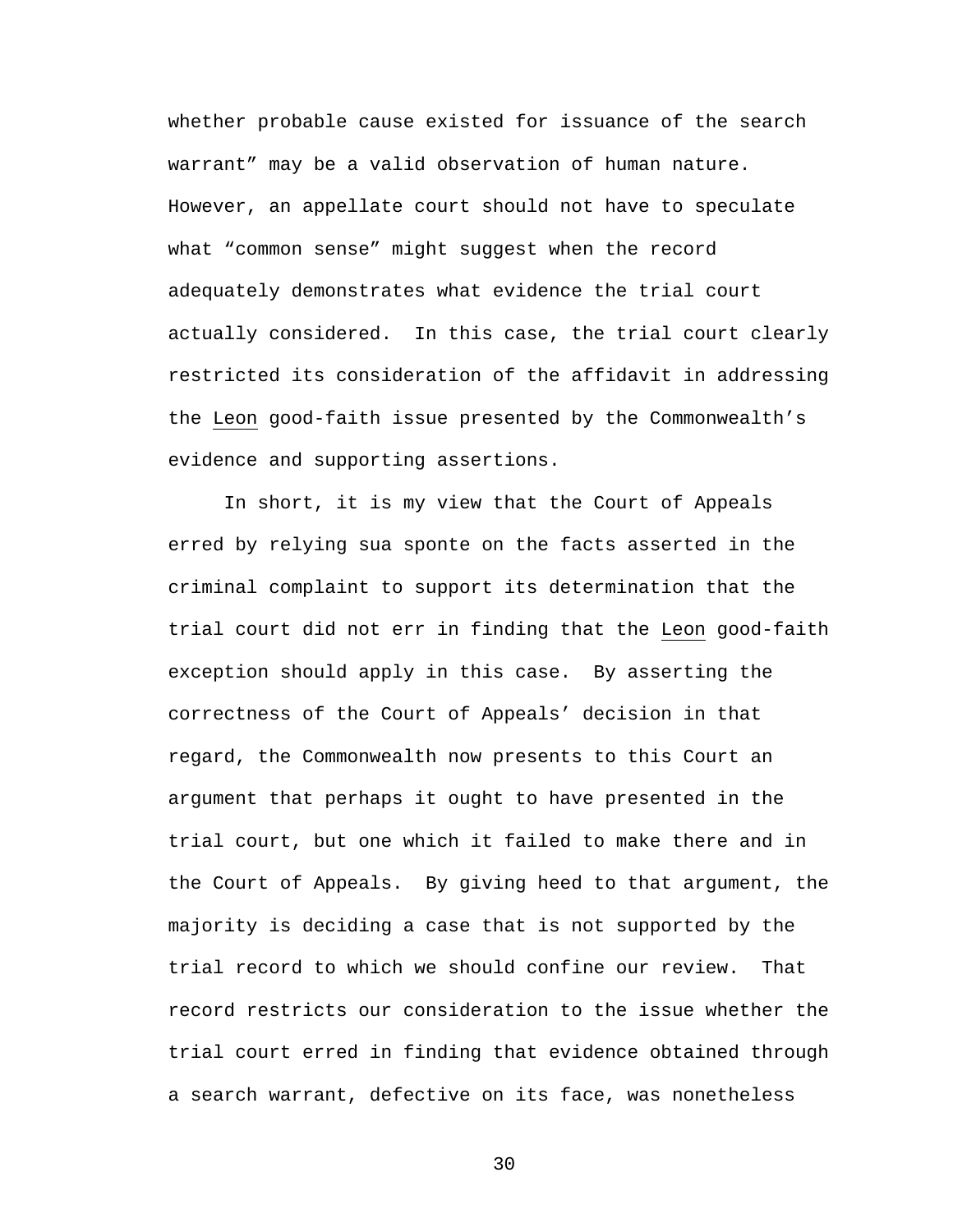whether probable cause existed for issuance of the search warrant" may be a valid observation of human nature. However, an appellate court should not have to speculate what "common sense" might suggest when the record adequately demonstrates what evidence the trial court actually considered. In this case, the trial court clearly restricted its consideration of the affidavit in addressing the Leon good-faith issue presented by the Commonwealth's evidence and supporting assertions.

In short, it is my view that the Court of Appeals erred by relying sua sponte on the facts asserted in the criminal complaint to support its determination that the trial court did not err in finding that the Leon good-faith exception should apply in this case. By asserting the correctness of the Court of Appeals' decision in that regard, the Commonwealth now presents to this Court an argument that perhaps it ought to have presented in the trial court, but one which it failed to make there and in the Court of Appeals. By giving heed to that argument, the majority is deciding a case that is not supported by the trial record to which we should confine our review. That record restricts our consideration to the issue whether the trial court erred in finding that evidence obtained through a search warrant, defective on its face, was nonetheless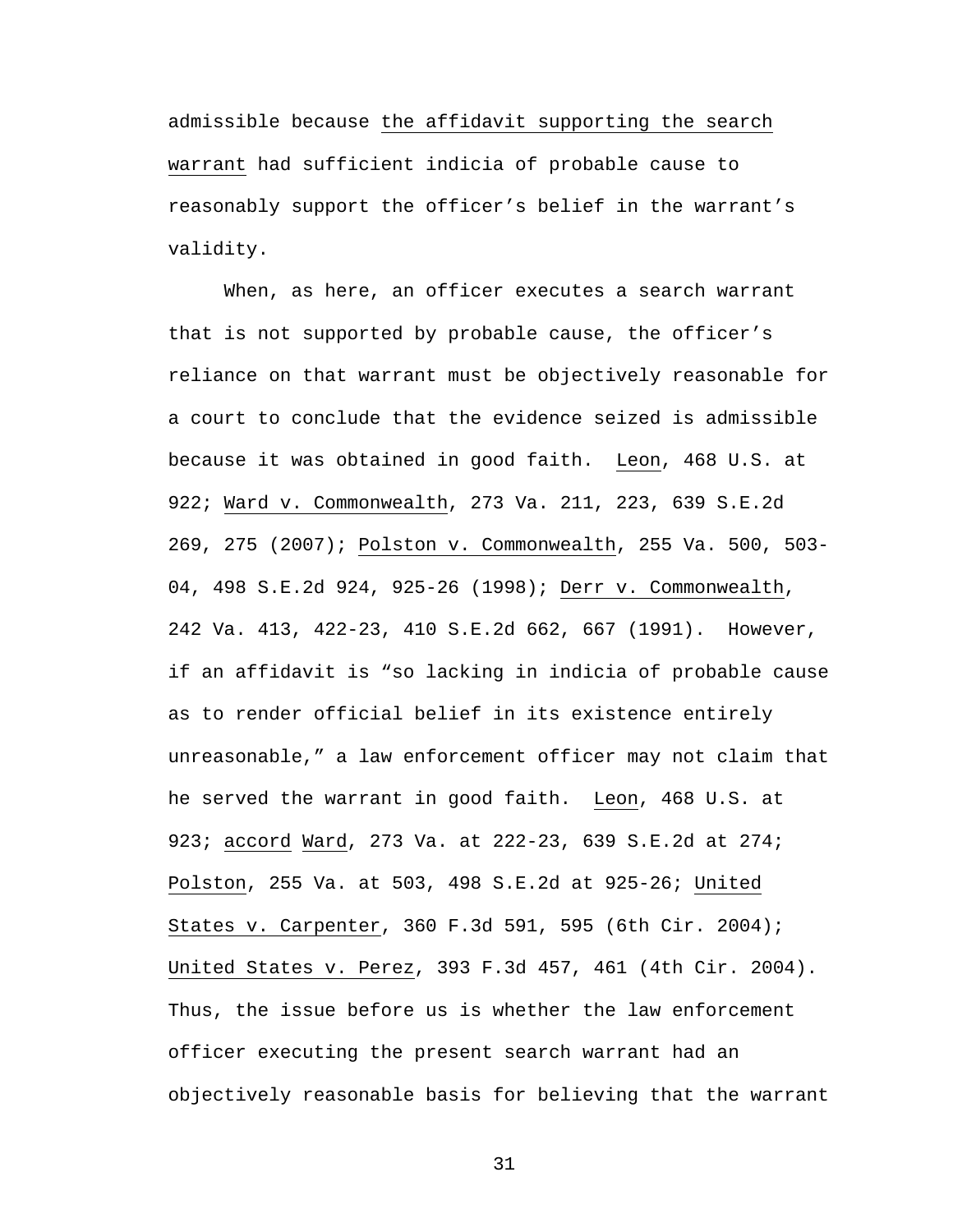admissible because the affidavit supporting the search warrant had sufficient indicia of probable cause to reasonably support the officer's belief in the warrant's validity.

When, as here, an officer executes a search warrant that is not supported by probable cause, the officer's reliance on that warrant must be objectively reasonable for a court to conclude that the evidence seized is admissible because it was obtained in good faith. Leon, 468 U.S. at 922; Ward v. Commonwealth, 273 Va. 211, 223, 639 S.E.2d 269, 275 (2007); Polston v. Commonwealth, 255 Va. 500, 503-04, 498 S.E.2d 924, 925-26 (1998); Derr v. Commonwealth, 242 Va. 413, 422-23, 410 S.E.2d 662, 667 (1991). However, if an affidavit is "so lacking in indicia of probable cause as to render official belief in its existence entirely unreasonable," a law enforcement officer may not claim that he served the warrant in good faith. Leon, 468 U.S. at 923; accord Ward, 273 Va. at 222-23, 639 S.E.2d at 274; Polston, 255 Va. at 503, 498 S.E.2d at 925-26; United States v. Carpenter, 360 F.3d 591, 595 (6th Cir. 2004); United States v. Perez, 393 F.3d 457, 461 (4th Cir. 2004). Thus, the issue before us is whether the law enforcement officer executing the present search warrant had an objectively reasonable basis for believing that the warrant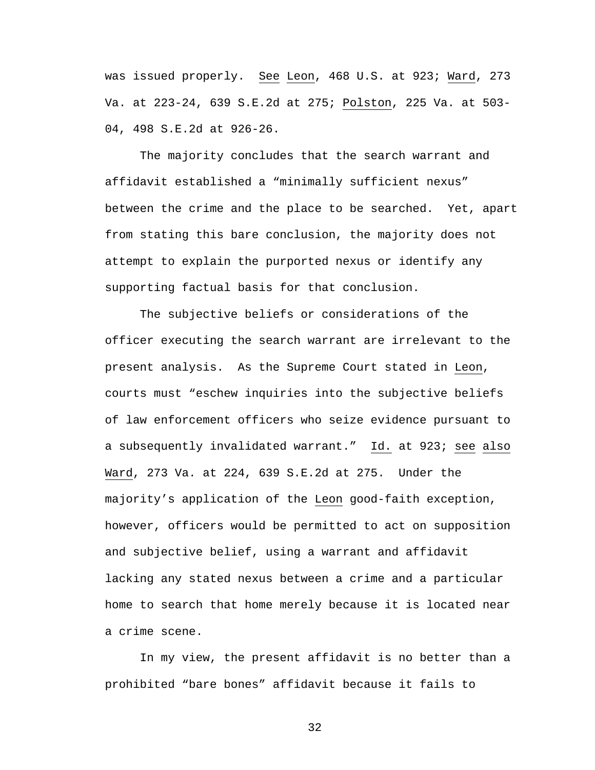was issued properly. See Leon, 468 U.S. at 923; Ward, 273 Va. at 223-24, 639 S.E.2d at 275; Polston, 225 Va. at 503-04, 498 S.E.2d at 926-26.

The majority concludes that the search warrant and affidavit established a "minimally sufficient nexus" between the crime and the place to be searched. Yet, apart from stating this bare conclusion, the majority does not attempt to explain the purported nexus or identify any supporting factual basis for that conclusion.

The subjective beliefs or considerations of the officer executing the search warrant are irrelevant to the present analysis. As the Supreme Court stated in Leon, courts must "eschew inquiries into the subjective beliefs of law enforcement officers who seize evidence pursuant to a subsequently invalidated warrant." Id. at 923; see also Ward, 273 Va. at 224, 639 S.E.2d at 275. Under the majority's application of the Leon good-faith exception, however, officers would be permitted to act on supposition and subjective belief, using a warrant and affidavit lacking any stated nexus between a crime and a particular home to search that home merely because it is located near a crime scene.

In my view, the present affidavit is no better than a prohibited "bare bones" affidavit because it fails to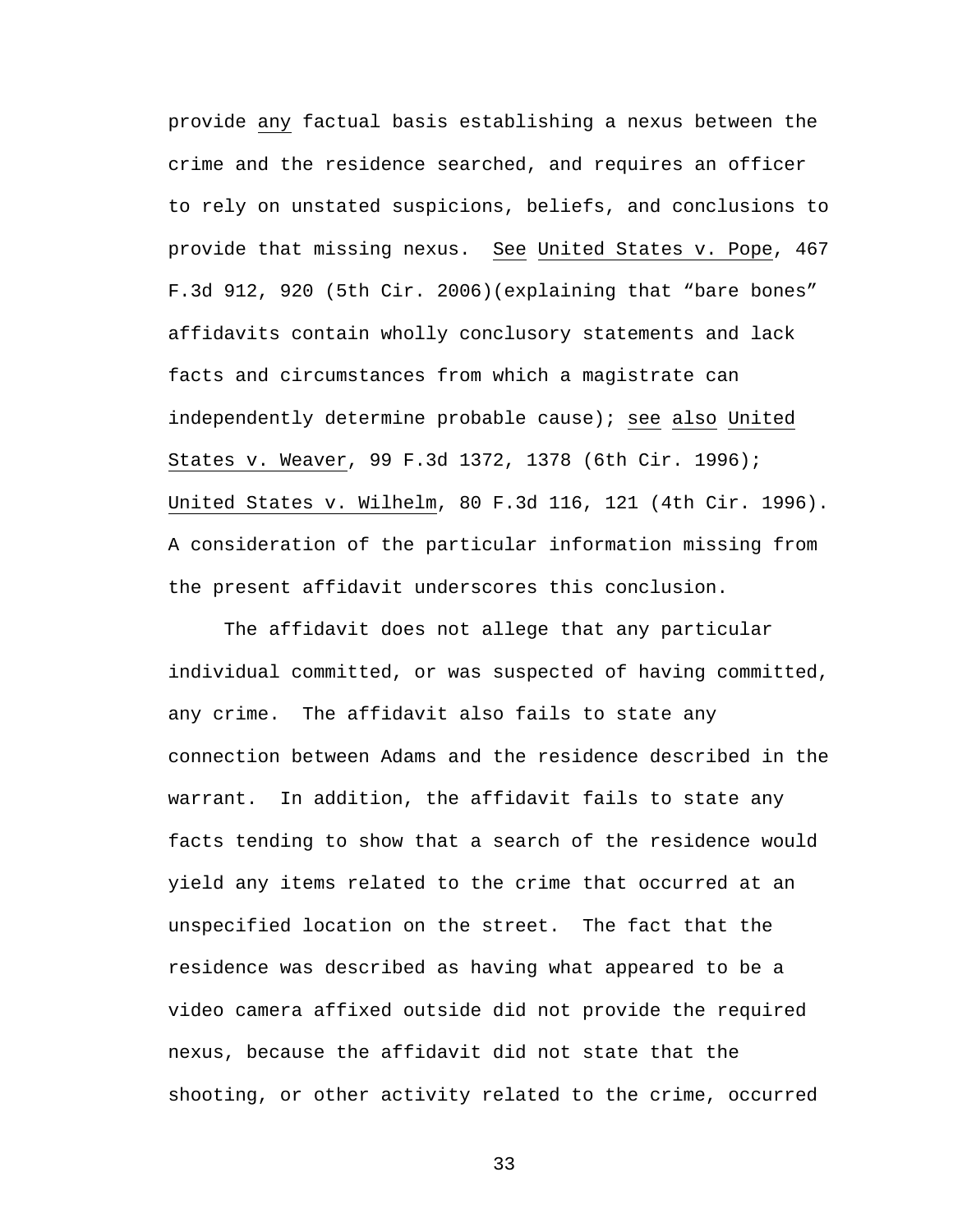provide <u>any</u> factual basis establishing a nexus between the crime and the residence searched, and requires an officer to rely on unstated suspicions, beliefs, and conclusions to provide that missing nexus. <u>See</u> <u>United States v. Pope</u>, 467 F.3d 912, 920 (5th Cir. 2006)(explaining that "bare bones" affidavits contain wholly conclusory statements and lack facts and circumstances from which a magistrate can independently determine probable cause); <u>see</u> <u>also</u> <u>United States v. Weaver</u>, 99 F.3d 1372, 1378 (6th Cir. 1996); <u>United States v. Wilhelm</u>, 80 F.3d 116, 121 (4th Cir. 1996). A consideration of the particular information missing from the present affidavit underscores this conclusion.

The affidavit does not allege that any particular individual committed, or was suspected of having committed, any crime. The affidavit also fails to state any connection between Adams and the residence described in the warrant. In addition, the affidavit fails to state any facts tending to show that a search of the residence would yield any items related to the crime that occurred at an unspecified location on the street. The fact that the residence was described as having what appeared to be a video camera affixed outside did not provide the required nexus, because the affidavit did not state that the shooting, or other activity related to the crime, occurred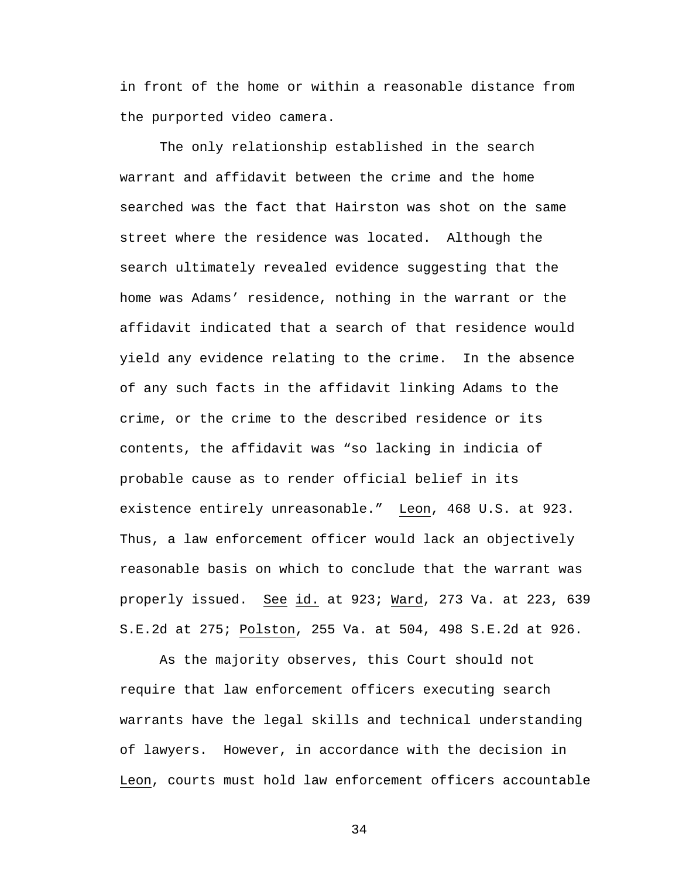in front of the home or within a reasonable distance from the purported video camera.

The only relationship established in the search warrant and affidavit between the crime and the home searched was the fact that Hairston was shot on the same street where the residence was located. Although the search ultimately revealed evidence suggesting that the home was Adams' residence, nothing in the warrant or the affidavit indicated that a search of that residence would yield any evidence relating to the crime. In the absence of any such facts in the affidavit linking Adams to the crime, or the crime to the described residence or its contents, the affidavit was "so lacking in indicia of probable cause as to render official belief in its existence entirely unreasonable." Leon, 468 U.S. at 923. Thus, a law enforcement officer would lack an objectively reasonable basis on which to conclude that the warrant was properly issued. See id. at 923; Ward, 273 Va. at 223, 639 S.E.2d at 275; Polston, 255 Va. at 504, 498 S.E.2d at 926.

As the majority observes, this Court should not require that law enforcement officers executing search warrants have the legal skills and technical understanding of lawyers. However, in accordance with the decision in Leon, courts must hold law enforcement officers accountable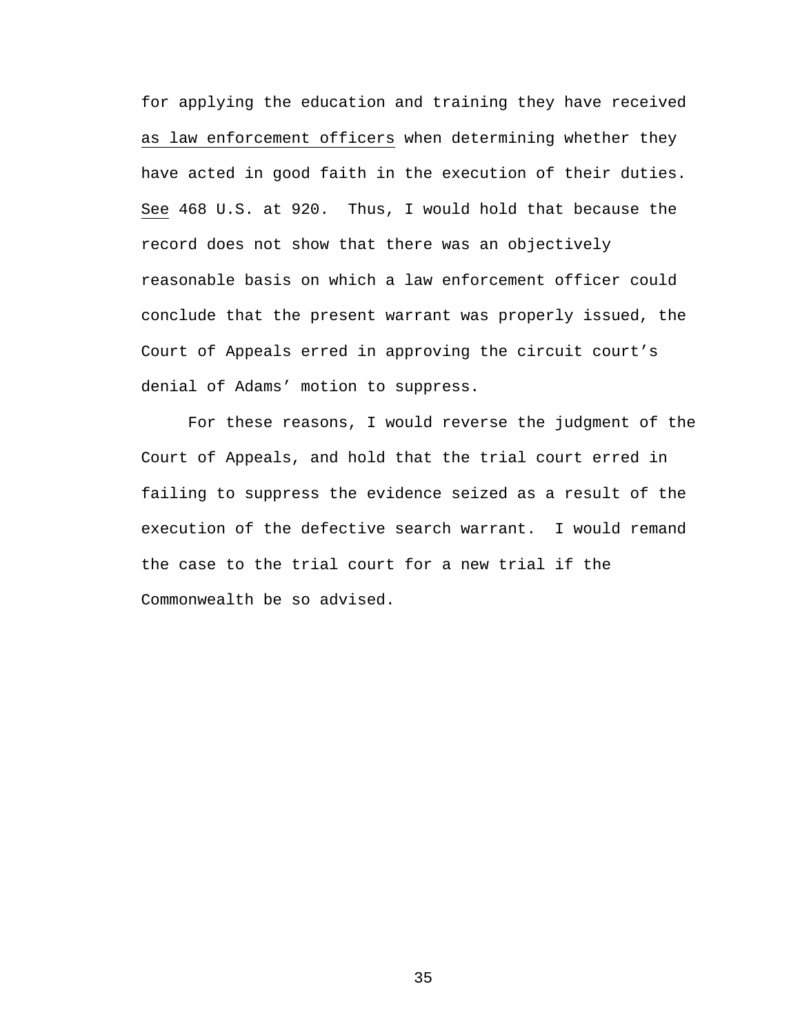for applying the education and training they have received <u>as law enforcement officers</u> when determining whether they have acted in good faith in the execution of their duties. <u>See</u> 468 U.S. at 920. Thus, I would hold that because the record does not show that there was an objectively reasonable basis on which a law enforcement officer could conclude that the present warrant was properly issued, the Court of Appeals erred in approving the circuit court's denial of Adams' motion to suppress.

For these reasons, I would reverse the judgment of the Court of Appeals, and hold that the trial court erred in failing to suppress the evidence seized as a result of the execution of the defective search warrant. I would remand the case to the trial court for a new trial if the Commonwealth be so advised.